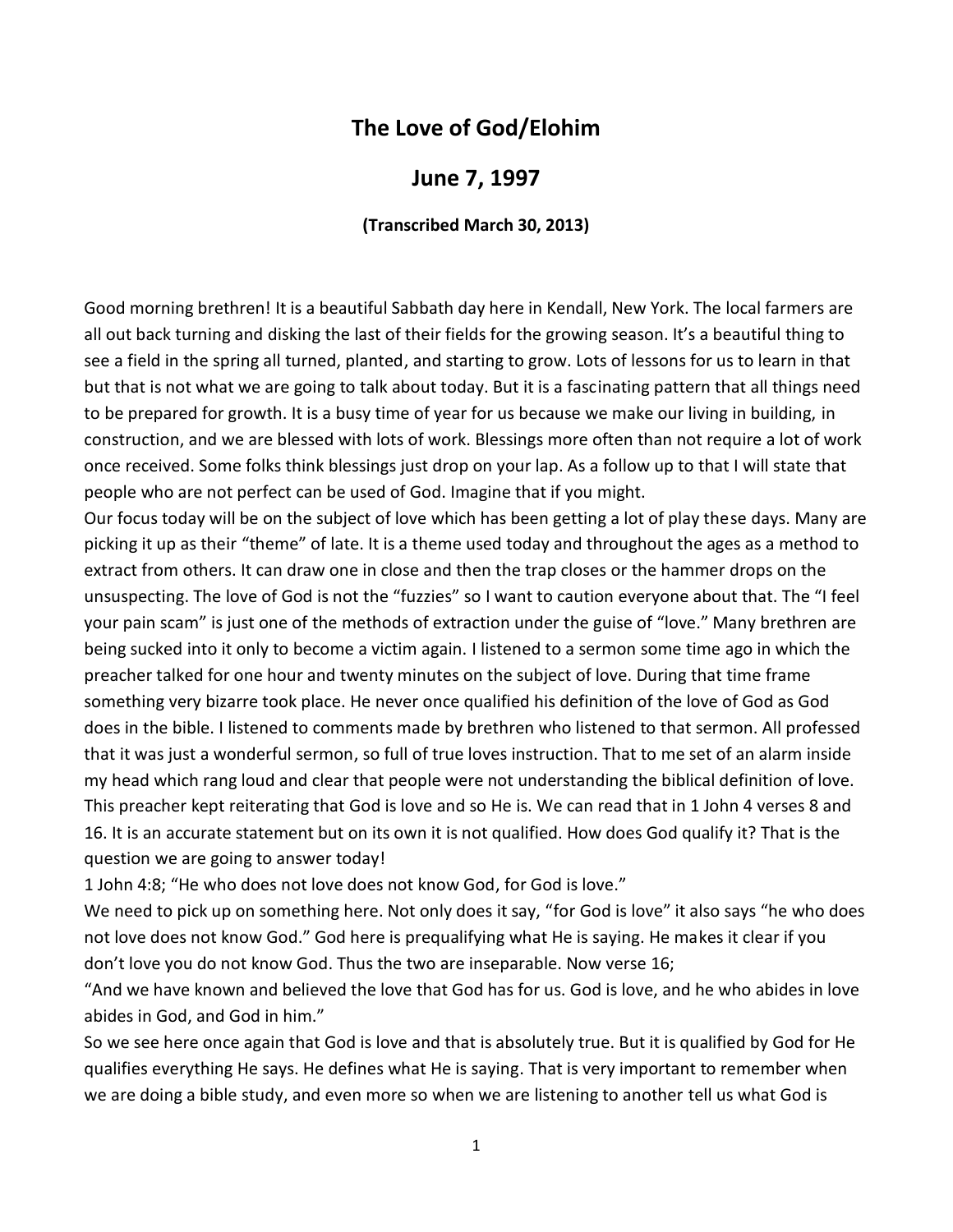# The Love of God/Elohim

## June 7, 1997

**(Transcribed March 30, 2013)**

Good morning brethren! It is a beautiful Sabbath day here in Kendall, New York. The local farmers are all out back turning and disking the last of their fields for the growing season. It's a beautiful thing to see a field in the spring all turned, planted, and starting to grow. Lots of lessons for us to learn in that but that is not what we are going to talk about today. But it is a fascinating pattern that all things need to be prepared for growth. It is a busy time of year for us because we make our living in building, in construction, and we are blessed with lots of work. Blessings more often than not require a lot of work once received. Some folks think blessings just drop on your lap. As a follow up to that I will state that people who are not perfect can be used of God. Imagine that if you might.

Our focus today will be on the subject of love which has been getting a lot of play these days. Many are picking it up as their "theme" of late. It is a theme used today and throughout the ages as a method to extract from others. It can draw one in close and then the trap closes or the hammer drops on the unsuspecting. The love of God is not the "fuzzies" so I want to caution everyone about that. The "I feel your pain scam" is just one of the methods of extraction under the guise of "love." Many brethren are being sucked into it only to become a victim again. I listened to a sermon some time ago in which the preacher talked for one hour and twenty minutes on the subject of love. During that time frame something very bizarre took place. He never once qualified his definition of the love of God as God does in the bible. I listened to comments made by brethren who listened to that sermon. All professed that it was just a wonderful sermon, so full of true loves instruction. That to me set of an alarm inside my head which rang loud and clear that people were not understanding the biblical definition of love. This preacher kept reiterating that God is love and so He is. We can read that in 1 John 4 verses 8 and 16. It is an accurate statement but on its own it is not qualified. How does God qualify it? That is the question we are going to answer today!

1 John 4:8; "He who does not love does not know God, for God is love."

We need to pick up on something here. Not only does it say, "for God is love" it also says "he who does not love does not know God." God here is prequalifying what He is saying. He makes it clear if you don't love you do not know God. Thus the two are inseparable. Now verse 16;

"And we have known and believed the love that God has for us. God is love, and he who abides in love abides in God, and God in him."

So we see here once again that God is love and that is absolutely true. But it is qualified by God for He qualifies everything He says. He defines what He is saying. That is very important to remember when we are doing a bible study, and even more so when we are listening to another tell us what God is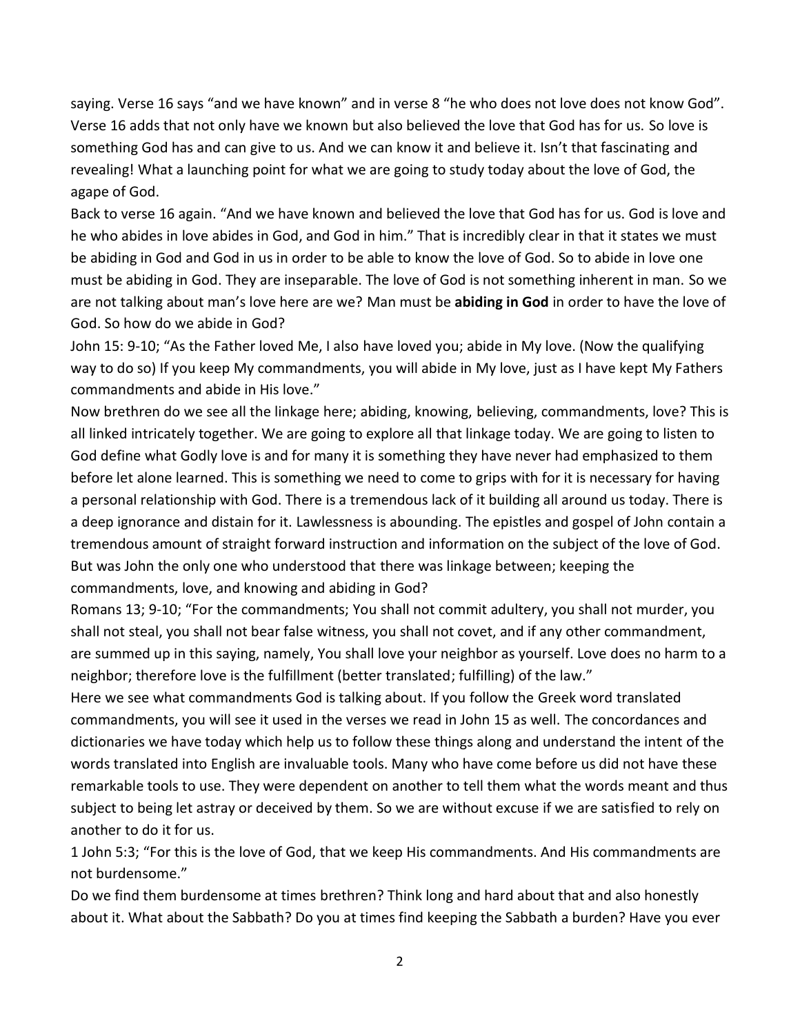saying. Verse 16 says "and we have known" and in verse 8 "he who does not love does not know God". Verse 16 adds that not only have we known but also believed the love that God has for us. So love is something God has and can give to us. And we can know it and believe it. Isn't that fascinating and revealing! What a launching point for what we are going to study today about the love of God, the agape of God.

Back to verse 16 again. "And we have known and believed the love that God has for us. God is love and he who abides in love abides in God, and God in him." That is incredibly clear in that it states we must be abiding in God and God in us in order to be able to know the love of God. So to abide in love one must be abiding in God. They are inseparable. The love of God is not something inherent in man. So we are not talking about man's love here are we? Man must be **abiding in God** in order to have the love of God. So how do we abide in God?

John 15: 9-10; "As the Father loved Me, I also have loved you; abide in My love. (Now the qualifying way to do so) If you keep My commandments, you will abide in My love, just as I have kept My Fathers commandments and abide in His love."

Now brethren do we see all the linkage here; abiding, knowing, believing, commandments, love? This is all linked intricately together. We are going to explore all that linkage today. We are going to listen to God define what Godly love is and for many it is something they have never had emphasized to them before let alone learned. This is something we need to come to grips with for it is necessary for having a personal relationship with God. There is a tremendous lack of it building all around us today. There is a deep ignorance and distain for it. Lawlessness is abounding. The epistles and gospel of John contain a tremendous amount of straight forward instruction and information on the subject of the love of God. But was John the only one who understood that there was linkage between; keeping the commandments, love, and knowing and abiding in God?

Romans 13; 9-10; "For the commandments; You shall not commit adultery, you shall not murder, you shall not steal, you shall not bear false witness, you shall not covet, and if any other commandment, are summed up in this saying, namely, You shall love your neighbor as yourself. Love does no harm to a neighbor; therefore love is the fulfillment (better translated; fulfilling) of the law."

Here we see what commandments God is talking about. If you follow the Greek word translated commandments, you will see it used in the verses we read in John 15 as well. The concordances and dictionaries we have today which help us to follow these things along and understand the intent of the words translated into English are invaluable tools. Many who have come before us did not have these remarkable tools to use. They were dependent on another to tell them what the words meant and thus subject to being let astray or deceived by them. So we are without excuse if we are satisfied to rely on another to do it for us.

1 John 5:3; "For this is the love of God, that we keep His commandments. And His commandments are not burdensome."

Do we find them burdensome at times brethren? Think long and hard about that and also honestly about it. What about the Sabbath? Do you at times find keeping the Sabbath a burden? Have you ever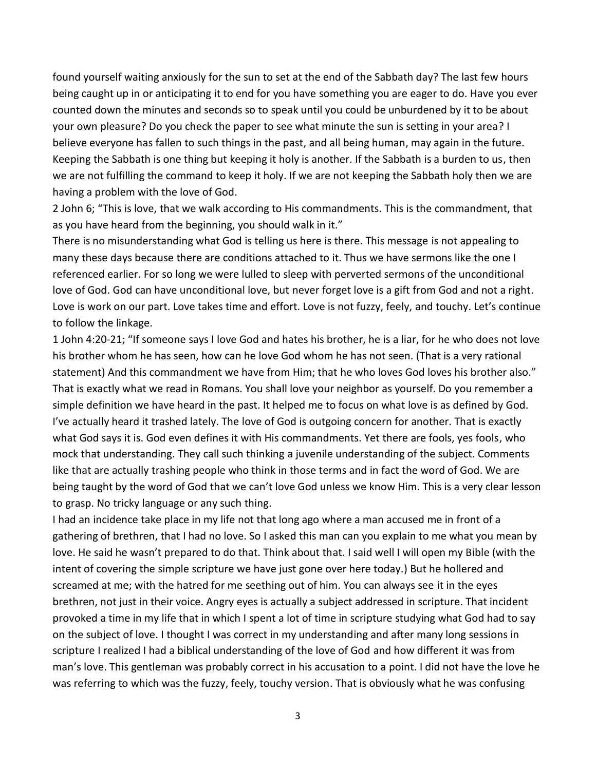found yourself waiting anxiously for the sun to set at the end of the Sabbath day? The last few hours being caught up in or anticipating it to end for you have something you are eager to do. Have you ever counted down the minutes and seconds so to speak until you could be unburdened by it to be about your own pleasure? Do you check the paper to see what minute the sun is setting in your area? I believe everyone has fallen to such things in the past, and all being human, may again in the future. Keeping the Sabbath is one thing but keeping it holy is another. If the Sabbath is a burden to us, then we are not fulfilling the command to keep it holy. If we are not keeping the Sabbath holy then we are having a problem with the love of God.

2 John 6; "This is love, that we walk according to His commandments. This is the commandment, that as you have heard from the beginning, you should walk in it."

There is no misunderstanding what God is telling us here is there. This message is not appealing to many these days because there are conditions attached to it. Thus we have sermons like the one I referenced earlier. For so long we were lulled to sleep with perverted sermons of the unconditional love of God. God can have unconditional love, but never forget love is a gift from God and not a right. Love is work on our part. Love takes time and effort. Love is not fuzzy, feely, and touchy. Let's continue to follow the linkage.

1 John 4:20-21; "If someone says I love God and hates his brother, he is a liar, for he who does not love his brother whom he has seen, how can he love God whom he has not seen. (That is a very rational statement) And this commandment we have from Him; that he who loves God loves his brother also."

That is exactly what we read in Romans. You shall love your neighbor as yourself. Do you remember a simple definition we have heard in the past. It helped me to focus on what love is as defined by God. I've actually heard it trashed lately. The love of God is outgoing concern for another. That is exactly what God says it is. God even defines it with His commandments. Yet there are fools, yes fools, who mock that understanding. They call such thinking a juvenile understanding of the subject. Comments like that are actually trashing people who think in those terms and in fact the word of God. We are being taught by the word of God that we can't love God unless we know Him. This is a very clear lesson to grasp. No tricky language or any such thing.

I had an incidence take place in my life not that long ago where a man accused me in front of a gathering of brethren, that I had no love. So I asked this man can you explain to me what you mean by love. He said he wasn't prepared to do that. Think about that. I said well I will open my Bible (with the intent of covering the simple scripture we have just gone over here today.) But he hollered and screamed at me; with the hatred for me seething out of him. You can always see it in the eyes brethren, not just in their voice. Angry eyes is actually a subject addressed in scripture. That incident provoked a time in my life that in which I spent a lot of time in scripture studying what God had to say on the subject of love. I thought I was correct in my understanding and after many long sessions in scripture I realized I had a biblical understanding of the love of God and how different it was from man's love. This gentleman was probably correct in his accusation to a point. I did not have the love he was referring to which was the fuzzy, feely, touchy version. That is obviously what he was confusing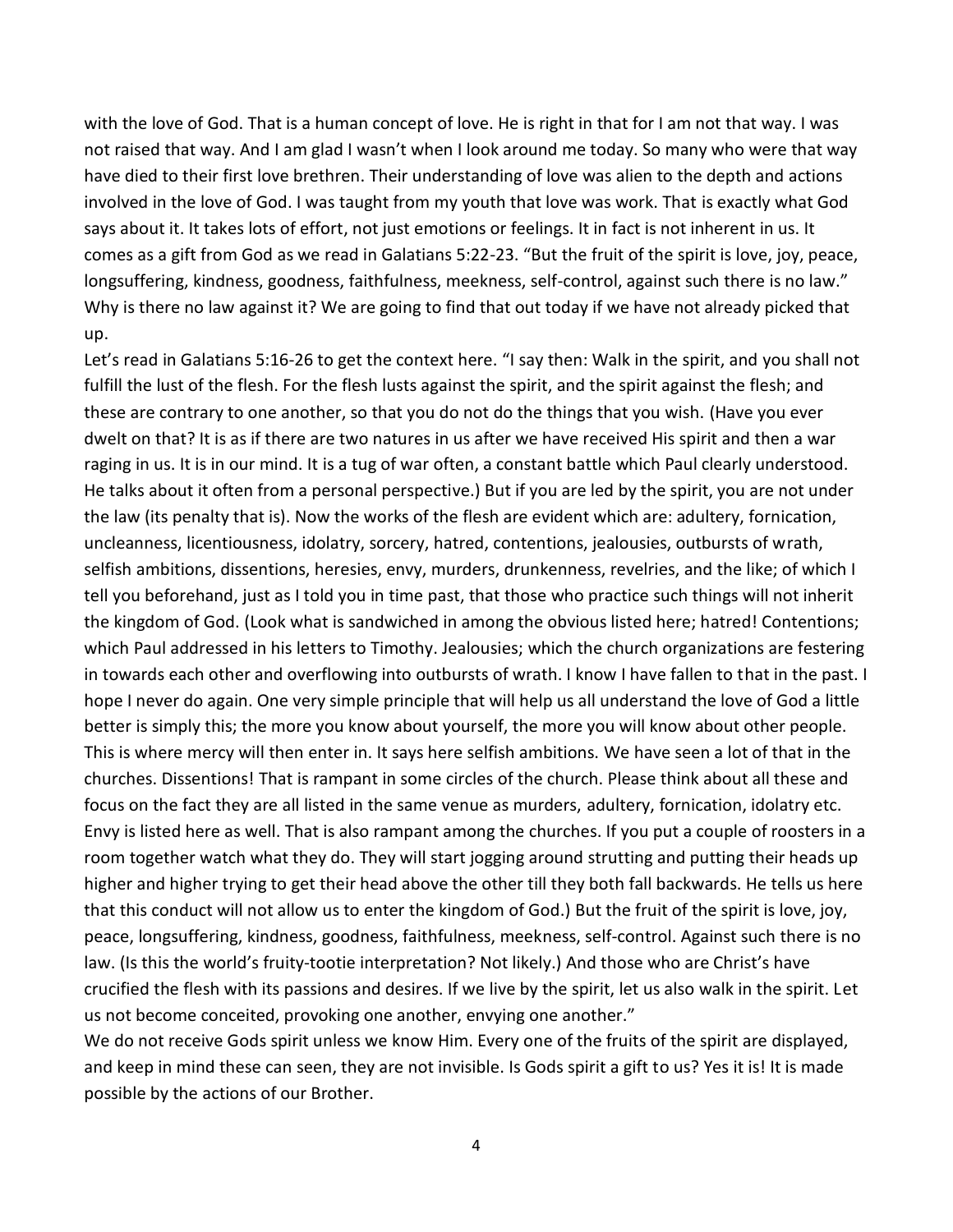with the love of God. That is a human concept of love. He is right in that for I am not that way. I was not raised that way. And I am glad I wasn't when I look around me today. So many who were that way have died to their first love brethren. Their understanding of love was alien to the depth and actions involved in the love of God. I was taught from my youth that love was work. That is exactly what God says about it. It takes lots of effort, not just emotions or feelings. It in fact is not inherent in us. It comes as a gift from God as we read in Galatians 5:22-23. "But the fruit of the spirit is love, joy, peace, longsuffering, kindness, goodness, faithfulness, meekness, self-control, against such there is no law." Why is there no law against it? We are going to find that out today if we have not already picked that up.

Let's read in Galatians 5:16-26 to get the context here. "I say then: Walk in the spirit, and you shall not fulfill the lust of the flesh. For the flesh lusts against the spirit, and the spirit against the flesh; and these are contrary to one another, so that you do not do the things that you wish. (Have you ever dwelt on that? It is as if there are two natures in us after we have received His spirit and then a war raging in us. It is in our mind. It is a tug of war often, a constant battle which Paul clearly understood. He talks about it often from a personal perspective.) But if you are led by the spirit, you are not under the law (its penalty that is). Now the works of the flesh are evident which are: adultery, fornication, uncleanness, licentiousness, idolatry, sorcery, hatred, contentions, jealousies, outbursts of wrath, selfish ambitions, dissentions, heresies, envy, murders, drunkenness, revelries, and the like; of which I tell you beforehand, just as I told you in time past, that those who practice such things will not inherit the kingdom of God. (Look what is sandwiched in among the obvious listed here; hatred! Contentions; which Paul addressed in his letters to Timothy. Jealousies; which the church organizations are festering in towards each other and overflowing into outbursts of wrath. I know I have fallen to that in the past. I hope I never do again. One very simple principle that will help us all understand the love of God a little better is simply this; the more you know about yourself, the more you will know about other people. This is where mercy will then enter in. It says here selfish ambitions. We have seen a lot of that in the churches. Dissentions! That is rampant in some circles of the church. Please think about all these and focus on the fact they are all listed in the same venue as murders, adultery, fornication, idolatry etc. Envy is listed here as well. That is also rampant among the churches. If you put a couple of roosters in a room together watch what they do. They will start jogging around strutting and putting their heads up higher and higher trying to get their head above the other till they both fall backwards. He tells us here that this conduct will not allow us to enter the kingdom of God.) But the fruit of the spirit is love, joy, peace, longsuffering, kindness, goodness, faithfulness, meekness, self-control. Against such there is no law. (Is this the world's fruity-tootie interpretation? Not likely.) And those who are Christ's have crucified the flesh with its passions and desires. If we live by the spirit, let us also walk in the spirit. Let us not become conceited, provoking one another, envying one another."

We do not receive Gods spirit unless we know Him. Every one of the fruits of the spirit are displayed, and keep in mind these can seen, they are not invisible. Is Gods spirit a gift to us? Yes it is! It is made possible by the actions of our Brother.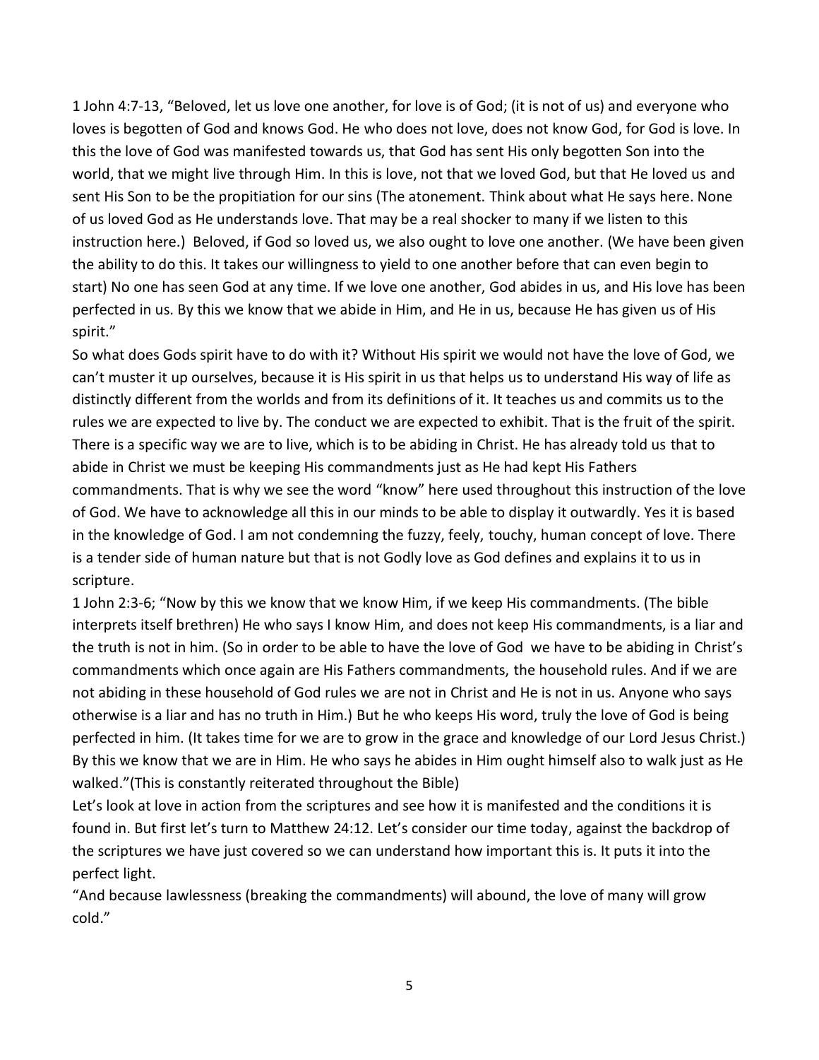1 John 4:7-13, "Beloved, let us love one another, for love is of God; (it is not of us) and everyone who loves is begotten of God and knows God. He who does not love, does not know God, for God is love. In this the love of God was manifested towards us, that God has sent His only begotten Son into the world, that we might live through Him. In this is love, not that we loved God, but that He loved us and sent His Son to be the propitiation for our sins (The atonement. Think about what He says here. None of us loved God as He understands love. That may be a real shocker to many if we listen to this instruction here.) Beloved, if God so loved us, we also ought to love one another. (We have been given the ability to do this. It takes our willingness to yield to one another before that can even begin to start) No one has seen God at any time. If we love one another, God abides in us, and His love has been perfected in us. By this we know that we abide in Him, and He in us, because He has given us of His spirit."

So what does Gods spirit have to do with it? Without His spirit we would not have the love of God, we can't muster it up ourselves, because it is His spirit in us that helps us to understand His way of life as distinctly different from the worlds and from its definitions of it. It teaches us and commits us to the rules we are expected to live by. The conduct we are expected to exhibit. That is the fruit of the spirit. There is a specific way we are to live, which is to be abiding in Christ. He has already told us that to abide in Christ we must be keeping His commandments just as He had kept His Fathers commandments. That is why we see the word "know" here used throughout this instruction of the love of God. We have to acknowledge all this in our minds to be able to display it outwardly. Yes it is based in the knowledge of God. I am not condemning the fuzzy, feely, touchy, human concept of love. There is a tender side of human nature but that is not Godly love as God defines and explains it to us in scripture.

1 John 2:3-6; "Now by this we know that we know Him, if we keep His commandments. (The bible interprets itself brethren) He who says I know Him, and does not keep His commandments, is a liar and the truth is not in him. (So in order to be able to have the love of God we have to be abiding in Christ's commandments which once again are His Fathers commandments, the household rules. And if we are not abiding in these household of God rules we are not in Christ and He is not in us. Anyone who says otherwise is a liar and has no truth in Him.) But he who keeps His word, truly the love of God is being perfected in him. (It takes time for we are to grow in the grace and knowledge of our Lord Jesus Christ.) By this we know that we are in Him. He who says he abides in Him ought himself also to walk just as He walked."(This is constantly reiterated throughout the Bible)

Let's look at love in action from the scriptures and see how it is manifested and the conditions it is found in. But first let's turn to Matthew 24:12. Let's consider our time today, against the backdrop of the scriptures we have just covered so we can understand how important this is. It puts it into the perfect light.

"And because lawlessness (breaking the commandments) will abound, the love of many will grow cold."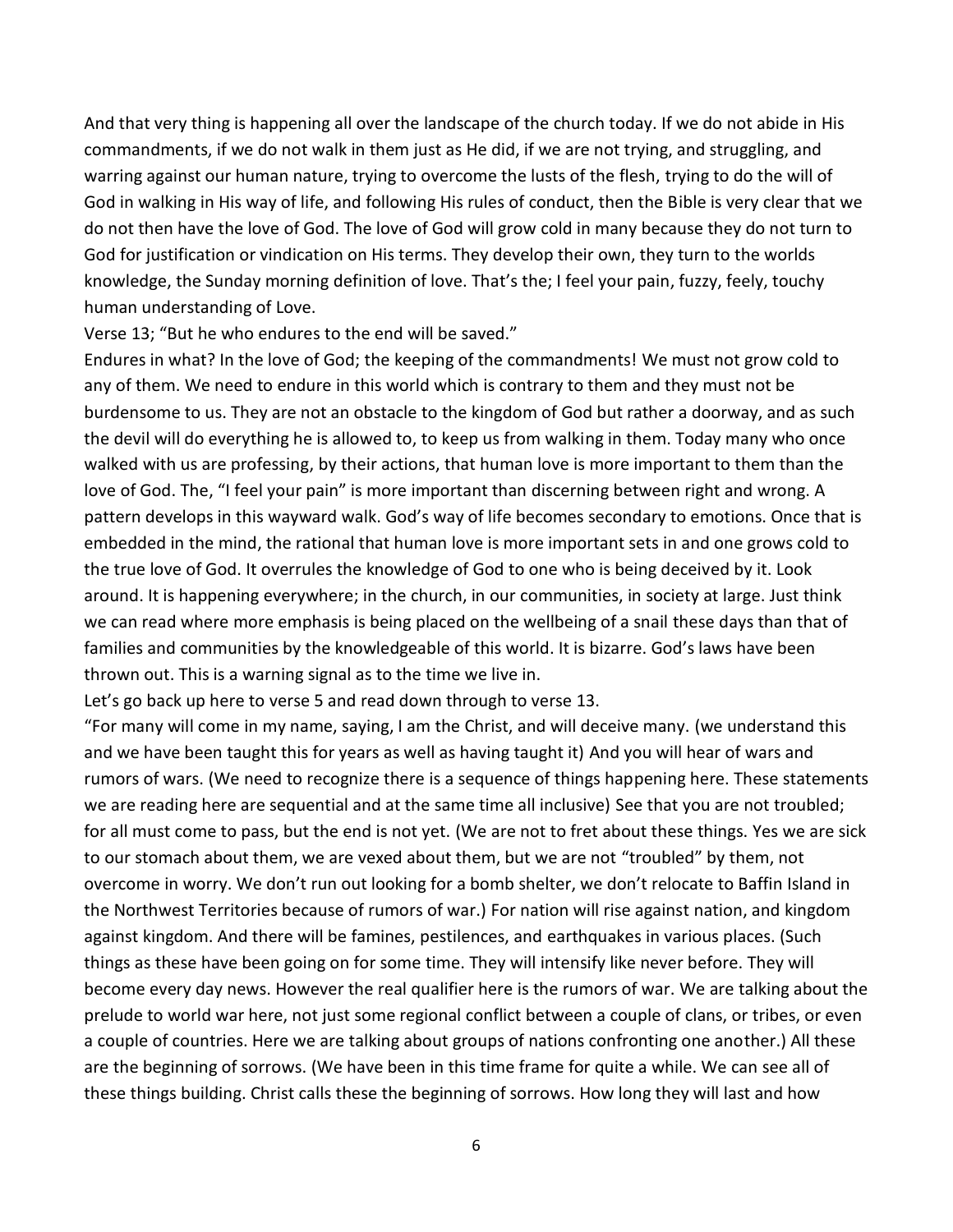And that very thing is happening all over the landscape of the church today. If we do not abide in His commandments, if we do not walk in them just as He did, if we are not trying, and struggling, and warring against our human nature, trying to overcome the lusts of the flesh, trying to do the will of God in walking in His way of life, and following His rules of conduct, then the Bible is very clear that we do not then have the love of God. The love of God will grow cold in many because they do not turn to God for justification or vindication on His terms. They develop their own, they turn to the worlds knowledge, the Sunday morning definition of love. That's the; I feel your pain, fuzzy, feely, touchy human understanding of Love.

Verse 13; "But he who endures to the end will be saved."

Endures in what? In the love of God; the keeping of the commandments! We must not grow cold to any of them. We need to endure in this world which is contrary to them and they must not be burdensome to us. They are not an obstacle to the kingdom of God but rather a doorway, and as such the devil will do everything he is allowed to, to keep us from walking in them. Today many who once walked with us are professing, by their actions, that human love is more important to them than the love of God. The, "I feel your pain" is more important than discerning between right and wrong. A pattern develops in this wayward walk. God's way of life becomes secondary to emotions. Once that is embedded in the mind, the rational that human love is more important sets in and one grows cold to the true love of God. It overrules the knowledge of God to one who is being deceived by it. Look around. It is happening everywhere; in the church, in our communities, in society at large. Just think we can read where more emphasis is being placed on the wellbeing of a snail these days than that of families and communities by the knowledgeable of this world. It is bizarre. God's laws have been thrown out. This is a warning signal as to the time we live in.

Let's go back up here to verse 5 and read down through to verse 13.

"For many will come in my name, saying, I am the Christ, and will deceive many. (we understand this and we have been taught this for years as well as having taught it) And you will hear of wars and rumors of wars. (We need to recognize there is a sequence of things happening here. These statements we are reading here are sequential and at the same time all inclusive) See that you are not troubled; for all must come to pass, but the end is not yet. (We are not to fret about these things. Yes we are sick to our stomach about them, we are vexed about them, but we are not "troubled" by them, not overcome in worry. We don't run out looking for a bomb shelter, we don't relocate to Baffin Island in the Northwest Territories because of rumors of war.) For nation will rise against nation, and kingdom against kingdom. And there will be famines, pestilences, and earthquakes in various places. (Such things as these have been going on for some time. They will intensify like never before. They will become every day news. However the real qualifier here is the rumors of war. We are talking about the prelude to world war here, not just some regional conflict between a couple of clans, or tribes, or even a couple of countries. Here we are talking about groups of nations confronting one another.) All these are the beginning of sorrows. (We have been in this time frame for quite a while. We can see all of these things building. Christ calls these the beginning of sorrows. How long they will last and how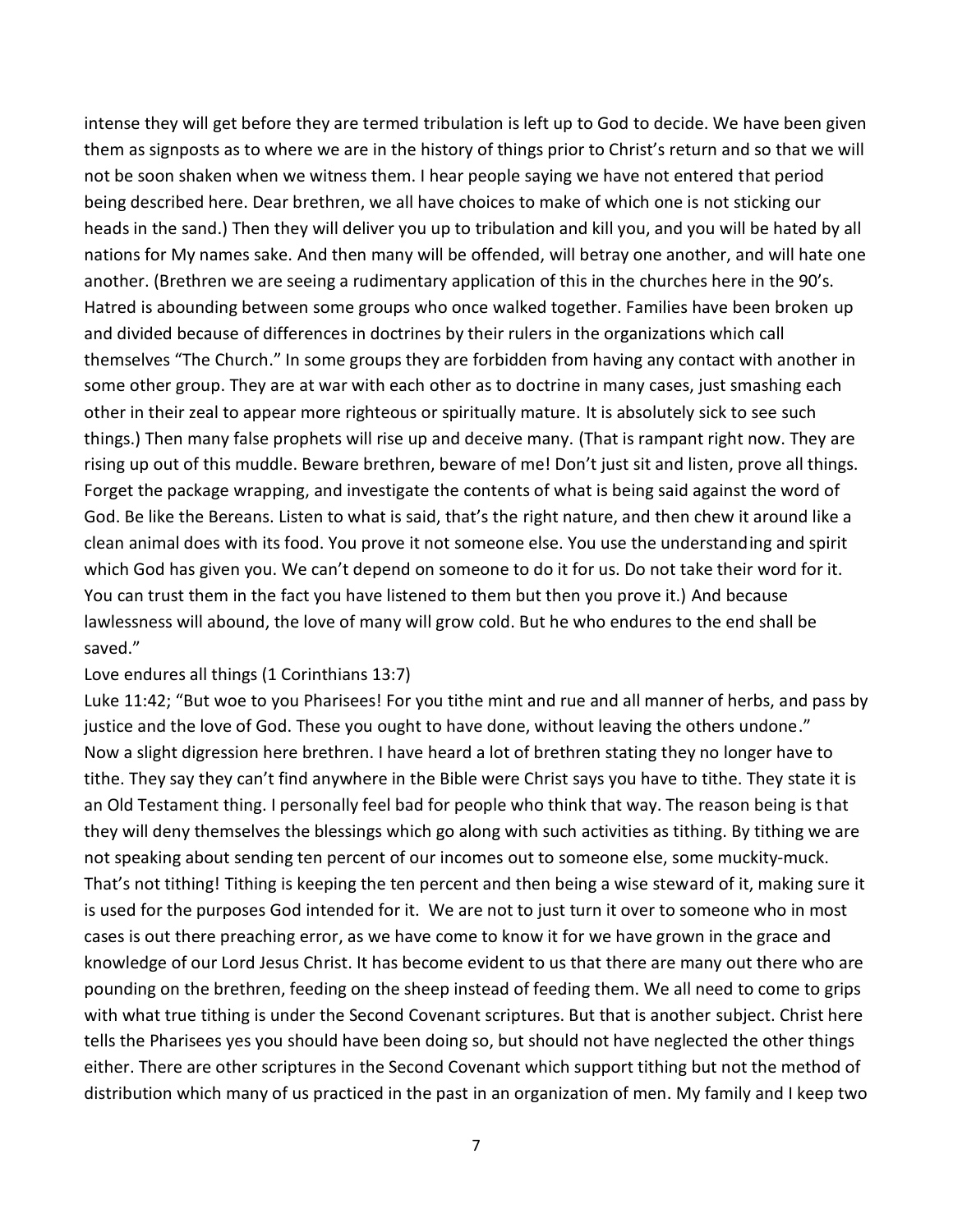intense they will get before they are termed tribulation is left up to God to decide. We have been given them as signposts as to where we are in the history of things prior to Christ's return and so that we will not be soon shaken when we witness them. I hear people saying we have not entered that period being described here. Dear brethren, we all have choices to make of which one is not sticking our heads in the sand.) Then they will deliver you up to tribulation and kill you, and you will be hated by all nations for My names sake. And then many will be offended, will betray one another, and will hate one another. (Brethren we are seeing a rudimentary application of this in the churches here in the 90's. Hatred is abounding between some groups who once walked together. Families have been broken up and divided because of differences in doctrines by their rulers in the organizations which call themselves "The Church." In some groups they are forbidden from having any contact with another in some other group. They are at war with each other as to doctrine in many cases, just smashing each other in their zeal to appear more righteous or spiritually mature. It is absolutely sick to see such things.) Then many false prophets will rise up and deceive many. (That is rampant right now. They are rising up out of this muddle. Beware brethren, beware of me! Don't just sit and listen, prove all things. Forget the package wrapping, and investigate the contents of what is being said against the word of God. Be like the Bereans. Listen to what is said, that's the right nature, and then chew it around like a clean animal does with its food. You prove it not someone else. You use the understanding and spirit which God has given you. We can't depend on someone to do it for us. Do not take their word for it. You can trust them in the fact you have listened to them but then you prove it.) And because lawlessness will abound, the love of many will grow cold. But he who endures to the end shall be saved."

Love endures all things (1 Corinthians 13:7)

Luke 11:42; "But woe to you Pharisees! For you tithe mint and rue and all manner of herbs, and pass by justice and the love of God. These you ought to have done, without leaving the others undone."

Now a slight digression here brethren. I have heard a lot of brethren stating they no longer have to tithe. They say they can't find anywhere in the Bible were Christ says you have to tithe. They state it is an Old Testament thing. I personally feel bad for people who think that way. The reason being is that they will deny themselves the blessings which go along with such activities as tithing. By tithing we are not speaking about sending ten percent of our incomes out to someone else, some muckity-muck. That's not tithing! Tithing is keeping the ten percent and then being a wise steward of it, making sure it is used for the purposes God intended for it. We are not to just turn it over to someone who in most cases is out there preaching error, as we have come to know it for we have grown in the grace and knowledge of our Lord Jesus Christ. It has become evident to us that there are many out there who are pounding on the brethren, feeding on the sheep instead of feeding them. We all need to come to grips with what true tithing is under the Second Covenant scriptures. But that is another subject. Christ here tells the Pharisees yes you should have been doing so, but should not have neglected the other things either. There are other scriptures in the Second Covenant which support tithing but not the method of distribution which many of us practiced in the past in an organization of men. My family and I keep two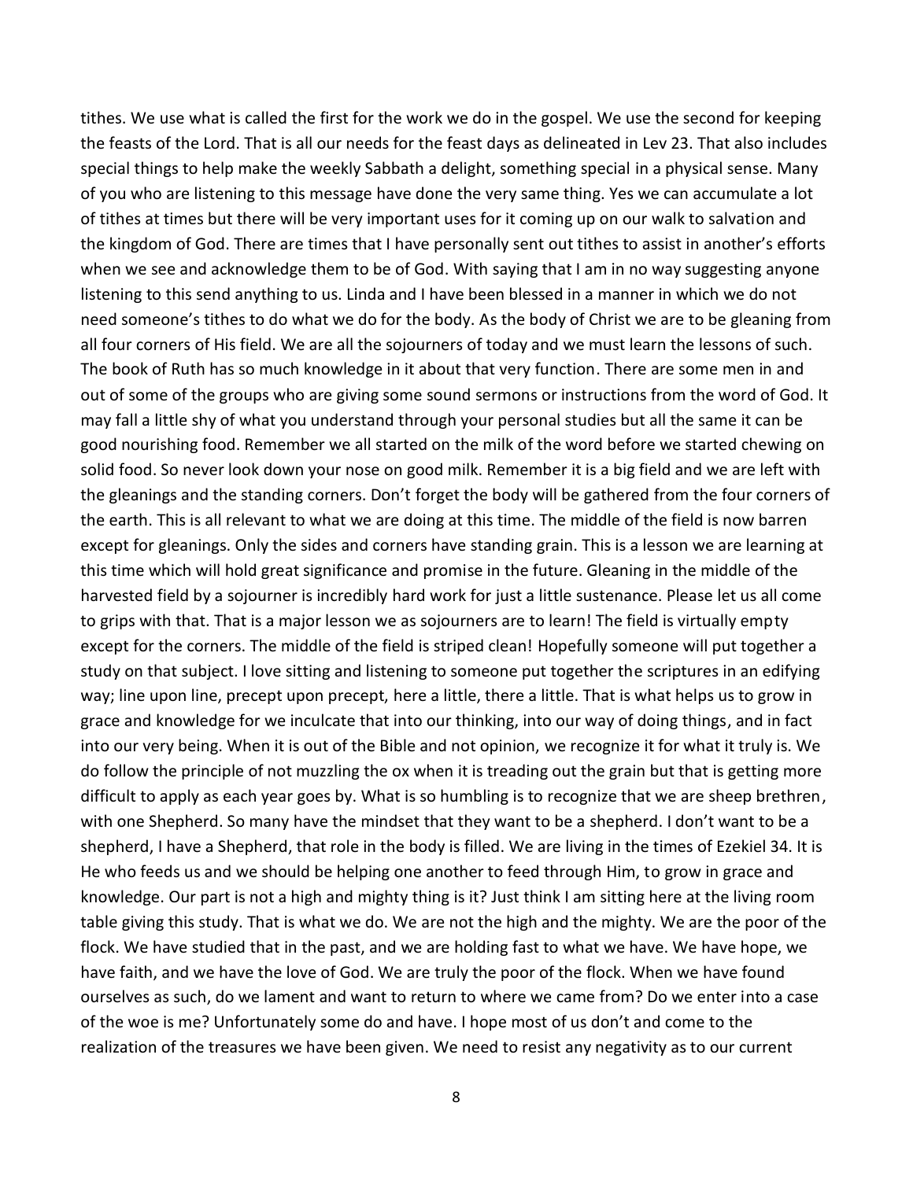tithes. We use what is called the first for the work we do in the gospel. We use the second for keeping the feasts of the Lord. That is all our needs for the feast days as delineated in Lev 23. That also includes special things to help make the weekly Sabbath a delight, something special in a physical sense. Many of you who are listening to this message have done the very same thing. Yes we can accumulate a lot of tithes at times but there will be very important uses for it coming up on our walk to salvation and the kingdom of God. There are times that I have personally sent out tithes to assist in another's efforts when we see and acknowledge them to be of God. With saying that I am in no way suggesting anyone listening to this send anything to us. Linda and I have been blessed in a manner in which we do not need someone's tithes to do what we do for the body. As the body of Christ we are to be gleaning from all four corners of His field. We are all the sojourners of today and we must learn the lessons of such. The book of Ruth has so much knowledge in it about that very function. There are some men in and out of some of the groups who are giving some sound sermons or instructions from the word of God. It may fall a little shy of what you understand through your personal studies but all the same it can be good nourishing food. Remember we all started on the milk of the word before we started chewing on solid food. So never look down your nose on good milk. Remember it is a big field and we are left with the gleanings and the standing corners. Don't forget the body will be gathered from the four corners of the earth. This is all relevant to what we are doing at this time. The middle of the field is now barren except for gleanings. Only the sides and corners have standing grain. This is a lesson we are learning at this time which will hold great significance and promise in the future. Gleaning in the middle of the harvested field by a sojourner is incredibly hard work for just a little sustenance. Please let us all come to grips with that. That is a major lesson we as sojourners are to learn! The field is virtually empty except for the corners. The middle of the field is striped clean! Hopefully someone will put together a study on that subject. I love sitting and listening to someone put together the scriptures in an edifying way; line upon line, precept upon precept, here a little, there a little. That is what helps us to grow in grace and knowledge for we inculcate that into our thinking, into our way of doing things, and in fact into our very being. When it is out of the Bible and not opinion, we recognize it for what it truly is. We do follow the principle of not muzzling the ox when it is treading out the grain but that is getting more difficult to apply as each year goes by. What is so humbling is to recognize that we are sheep brethren, with one Shepherd. So many have the mindset that they want to be a shepherd. I don't want to be a shepherd, I have a Shepherd, that role in the body is filled. We are living in the times of Ezekiel 34. It is He who feeds us and we should be helping one another to feed through Him, to grow in grace and knowledge. Our part is not a high and mighty thing is it? Just think I am sitting here at the living room table giving this study. That is what we do. We are not the high and the mighty. We are the poor of the flock. We have studied that in the past, and we are holding fast to what we have. We have hope, we have faith, and we have the love of God. We are truly the poor of the flock. When we have found ourselves as such, do we lament and want to return to where we came from? Do we enter into a case of the woe is me? Unfortunately some do and have. I hope most of us don't and come to the realization of the treasures we have been given. We need to resist any negativity as to our current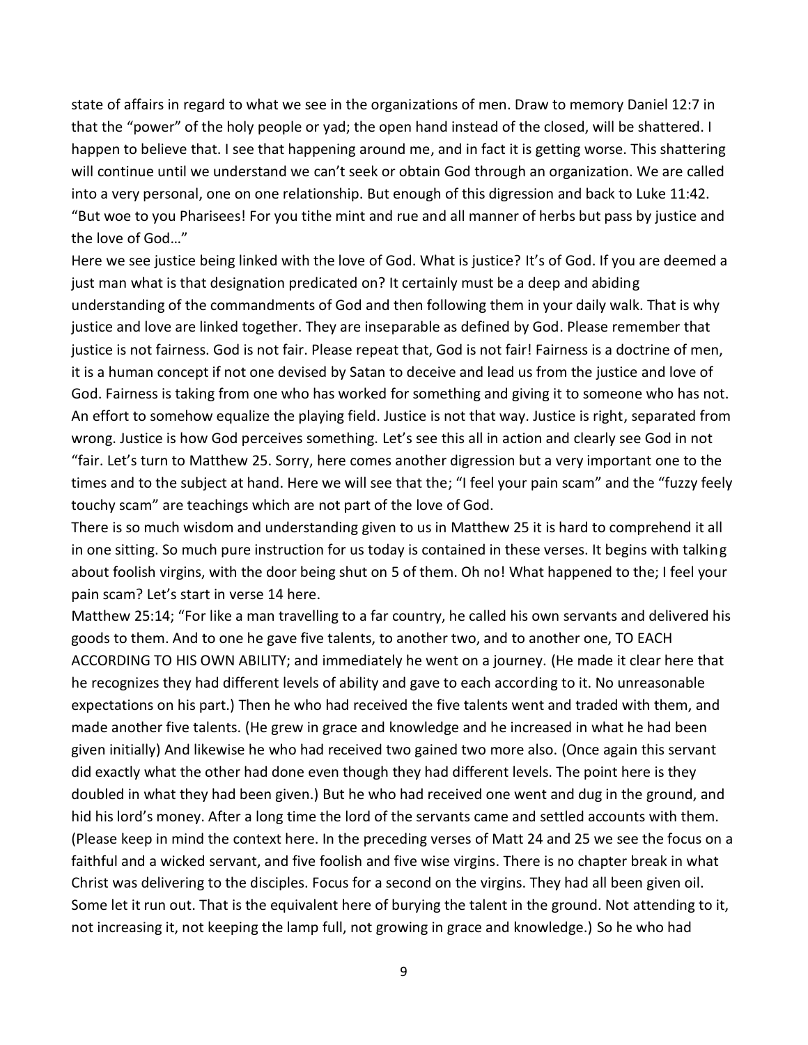state of affairs in regard to what we see in the organizations of men. Draw to memory Daniel 12:7 in that the "power" of the holy people or yad; the open hand instead of the closed, will be shattered. I happen to believe that. I see that happening around me, and in fact it is getting worse. This shattering will continue until we understand we can't seek or obtain God through an organization. We are called into a very personal, one on one relationship. But enough of this digression and back to Luke 11:42. "But woe to you Pharisees! For you tithe mint and rue and all manner of herbs but pass by justice and the love of God…"

Here we see justice being linked with the love of God. What is justice? It's of God. If you are deemed a just man what is that designation predicated on? It certainly must be a deep and abiding understanding of the commandments of God and then following them in your daily walk. That is why justice and love are linked together. They are inseparable as defined by God. Please remember that justice is not fairness. God is not fair. Please repeat that, God is not fair! Fairness is a doctrine of men, it is a human concept if not one devised by Satan to deceive and lead us from the justice and love of God. Fairness is taking from one who has worked for something and giving it to someone who has not. An effort to somehow equalize the playing field. Justice is not that way. Justice is right, separated from wrong. Justice is how God perceives something. Let's see this all in action and clearly see God in not "fair. Let's turn to Matthew 25. Sorry, here comes another digression but a very important one to the times and to the subject at hand. Here we will see that the; "I feel your pain scam" and the "fuzzy feely touchy scam" are teachings which are not part of the love of God.

There is so much wisdom and understanding given to us in Matthew 25 it is hard to comprehend it all in one sitting. So much pure instruction for us today is contained in these verses. It begins with talking about foolish virgins, with the door being shut on 5 of them. Oh no! What happened to the; I feel your pain scam? Let's start in verse 14 here.

Matthew 25:14; "For like a man travelling to a far country, he called his own servants and delivered his goods to them. And to one he gave five talents, to another two, and to another one, TO EACH ACCORDING TO HIS OWN ABILITY; and immediately he went on a journey. (He made it clear here that he recognizes they had different levels of ability and gave to each according to it. No unreasonable expectations on his part.) Then he who had received the five talents went and traded with them, and made another five talents. (He grew in grace and knowledge and he increased in what he had been given initially) And likewise he who had received two gained two more also. (Once again this servant did exactly what the other had done even though they had different levels. The point here is they doubled in what they had been given.) But he who had received one went and dug in the ground, and hid his lord's money. After a long time the lord of the servants came and settled accounts with them. (Please keep in mind the context here. In the preceding verses of Matt 24 and 25 we see the focus on a faithful and a wicked servant, and five foolish and five wise virgins. There is no chapter break in what Christ was delivering to the disciples. Focus for a second on the virgins. They had all been given oil. Some let it run out. That is the equivalent here of burying the talent in the ground. Not attending to it, not increasing it, not keeping the lamp full, not growing in grace and knowledge.) So he who had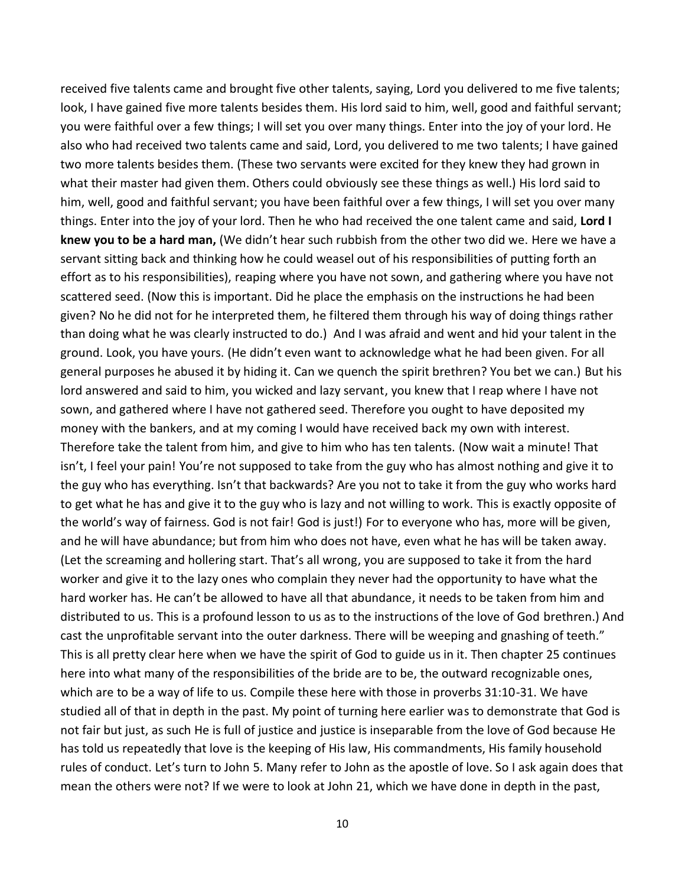received five talents came and brought five other talents, saying, Lord you delivered to me five talents; look, I have gained five more talents besides them. His lord said to him, well, good and faithful servant; you were faithful over a few things; I will set you over many things. Enter into the joy of your lord. He also who had received two talents came and said, Lord, you delivered to me two talents; I have gained two more talents besides them. (These two servants were excited for they knew they had grown in what their master had given them. Others could obviously see these things as well.) His lord said to him, well, good and faithful servant; you have been faithful over a few things, I will set you over many things. Enter into the joy of your lord. Then he who had received the one talent came and said, **Lord I knew you to be a hard man,** (We didn't hear such rubbish from the other two did we. Here we have a servant sitting back and thinking how he could weasel out of his responsibilities of putting forth an effort as to his responsibilities), reaping where you have not sown, and gathering where you have not scattered seed. (Now this is important. Did he place the emphasis on the instructions he had been given? No he did not for he interpreted them, he filtered them through his way of doing things rather than doing what he was clearly instructed to do.) And I was afraid and went and hid your talent in the ground. Look, you have yours. (He didn't even want to acknowledge what he had been given. For all general purposes he abused it by hiding it. Can we quench the spirit brethren? You bet we can.) But his lord answered and said to him, you wicked and lazy servant, you knew that I reap where I have not sown, and gathered where I have not gathered seed. Therefore you ought to have deposited my money with the bankers, and at my coming I would have received back my own with interest. Therefore take the talent from him, and give to him who has ten talents. (Now wait a minute! That isn't, I feel your pain! You're not supposed to take from the guy who has almost nothing and give it to the guy who has everything. Isn't that backwards? Are you not to take it from the guy who works hard to get what he has and give it to the guy who is lazy and not willing to work. This is exactly opposite of the world's way of fairness. God is not fair! God is just!) For to everyone who has, more will be given, and he will have abundance; but from him who does not have, even what he has will be taken away. (Let the screaming and hollering start. That's all wrong, you are supposed to take it from the hard worker and give it to the lazy ones who complain they never had the opportunity to have what the hard worker has. He can't be allowed to have all that abundance, it needs to be taken from him and distributed to us. This is a profound lesson to us as to the instructions of the love of God brethren.) And cast the unprofitable servant into the outer darkness. There will be weeping and gnashing of teeth." This is all pretty clear here when we have the spirit of God to guide us in it. Then chapter 25 continues here into what many of the responsibilities of the bride are to be, the outward recognizable ones, which are to be a way of life to us. Compile these here with those in proverbs 31:10-31. We have studied all of that in depth in the past. My point of turning here earlier was to demonstrate that God is not fair but just, as such He is full of justice and justice is inseparable from the love of God because He has told us repeatedly that love is the keeping of His law, His commandments, His family household rules of conduct. Let's turn to John 5. Many refer to John as the apostle of love. So I ask again does that mean the others were not? If we were to look at John 21, which we have done in depth in the past,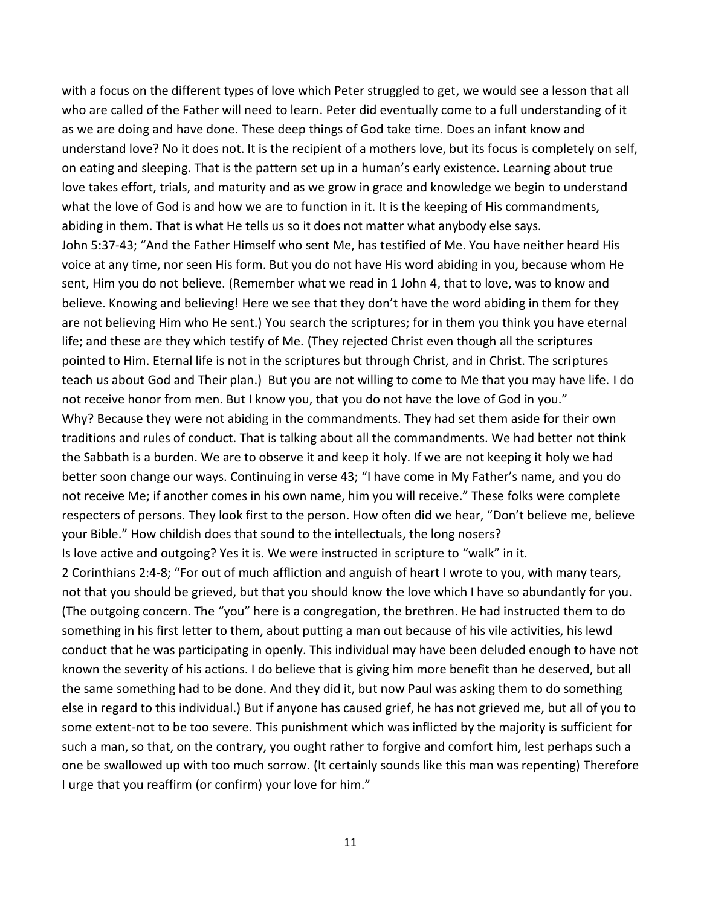with a focus on the different types of love which Peter struggled to get, we would see a lesson that all who are called of the Father will need to learn. Peter did eventually come to a full understanding of it as we are doing and have done. These deep things of God take time. Does an infant know and understand love? No it does not. It is the recipient of a mothers love, but its focus is completely on self, on eating and sleeping. That is the pattern set up in a human's early existence. Learning about true love takes effort, trials, and maturity and as we grow in grace and knowledge we begin to understand what the love of God is and how we are to function in it. It is the keeping of His commandments, abiding in them. That is what He tells us so it does not matter what anybody else says.

John 5:37-43; "And the Father Himself who sent Me, has testified of Me. You have neither heard His voice at any time, nor seen His form. But you do not have His word abiding in you, because whom He sent, Him you do not believe. (Remember what we read in 1 John 4, that to love, was to know and believe. Knowing and believing! Here we see that they don't have the word abiding in them for they are not believing Him who He sent.) You search the scriptures; for in them you think you have eternal life; and these are they which testify of Me. (They rejected Christ even though all the scriptures pointed to Him. Eternal life is not in the scriptures but through Christ, and in Christ. The scriptures teach us about God and Their plan.) But you are not willing to come to Me that you may have life. I do not receive honor from men. But I know you, that you do not have the love of God in you."

Why? Because they were not abiding in the commandments. They had set them aside for their own traditions and rules of conduct. That is talking about all the commandments. We had better not think the Sabbath is a burden. We are to observe it and keep it holy. If we are not keeping it holy we had better soon change our ways. Continuing in verse 43; "I have come in My Father's name, and you do not receive Me; if another comes in his own name, him you will receive." These folks were complete respecters of persons. They look first to the person. How often did we hear, "Don't believe me, believe your Bible." How childish does that sound to the intellectuals, the long nosers?

Is love active and outgoing? Yes it is. We were instructed in scripture to "walk" in it.

2 Corinthians 2:4-8; "For out of much affliction and anguish of heart I wrote to you, with many tears, not that you should be grieved, but that you should know the love which I have so abundantly for you. (The outgoing concern. The "you" here is a congregation, the brethren. He had instructed them to do something in his first letter to them, about putting a man out because of his vile activities, his lewd conduct that he was participating in openly. This individual may have been deluded enough to have not known the severity of his actions. I do believe that is giving him more benefit than he deserved, but all the same something had to be done. And they did it, but now Paul was asking them to do something else in regard to this individual.) But if anyone has caused grief, he has not grieved me, but all of you to some extent-not to be too severe. This punishment which was inflicted by the majority is sufficient for such a man, so that, on the contrary, you ought rather to forgive and comfort him, lest perhaps such a one be swallowed up with too much sorrow. (It certainly sounds like this man was repenting) Therefore I urge that you reaffirm (or confirm) your love for him."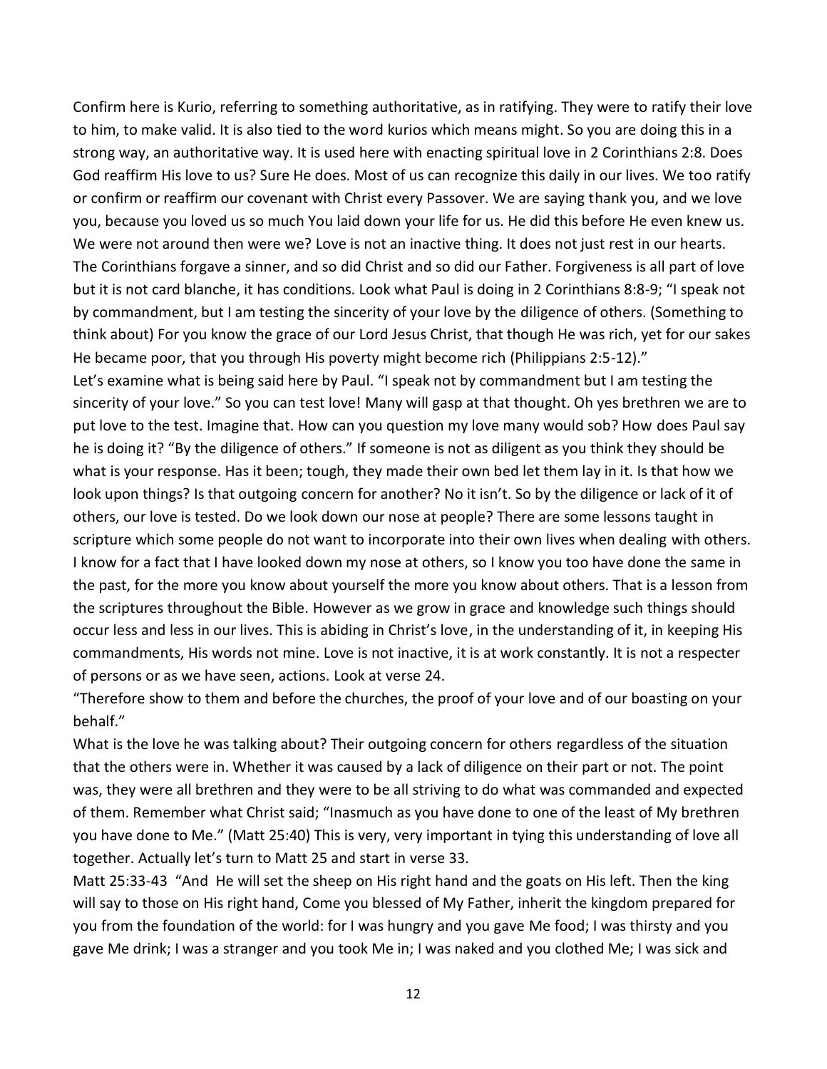Confirm here is Kurio, referring to something authoritative, as in ratifying. They were to ratify their love to him, to make valid. It is also tied to the word kurios which means might. So you are doing this in a strong way, an authoritative way. It is used here with enacting spiritual love in 2 Corinthians 2:8. Does God reaffirm His love to us? Sure He does. Most of us can recognize this daily in our lives. We too ratify or confirm or reaffirm our covenant with Christ every Passover. We are saying thank you, and we love you, because you loved us so much You laid down your life for us. He did this before He even knew us. We were not around then were we? Love is not an inactive thing. It does not just rest in our hearts. The Corinthians forgave a sinner, and so did Christ and so did our Father. Forgiveness is all part of love but it is not card blanche, it has conditions. Look what Paul is doing in 2 Corinthians 8:8-9; "I speak not by commandment, but I am testing the sincerity of your love by the diligence of others. (Something to think about) For you know the grace of our Lord Jesus Christ, that though He was rich, yet for our sakes He became poor, that you through His poverty might become rich (Philippians 2:5-12)."

Let's examine what is being said here by Paul. "I speak not by commandment but I am testing the sincerity of your love." So you can test love! Many will gasp at that thought. Oh yes brethren we are to put love to the test. Imagine that. How can you question my love many would sob? How does Paul say he is doing it? "By the diligence of others." If someone is not as diligent as you think they should be what is your response. Has it been; tough, they made their own bed let them lay in it. Is that how we look upon things? Is that outgoing concern for another? No it isn't. So by the diligence or lack of it of others, our love is tested. Do we look down our nose at people? There are some lessons taught in scripture which some people do not want to incorporate into their own lives when dealing with others. I know for a fact that I have looked down my nose at others, so I know you too have done the same in the past, for the more you know about yourself the more you know about others. That is a lesson from the scriptures throughout the Bible. However as we grow in grace and knowledge such things should occur less and less in our lives. This is abiding in Christ's love, in the understanding of it, in keeping His commandments, His words not mine. Love is not inactive, it is at work constantly. It is not a respecter of persons or as we have seen, actions. Look at verse 24.

"Therefore show to them and before the churches, the proof of your love and of our boasting on your behalf."

What is the love he was talking about? Their outgoing concern for others regardless of the situation that the others were in. Whether it was caused by a lack of diligence on their part or not. The point was, they were all brethren and they were to be all striving to do what was commanded and expected of them. Remember what Christ said; "Inasmuch as you have done to one of the least of My brethren you have done to Me." (Matt 25:40) This is very, very important in tying this understanding of love all together. Actually let's turn to Matt 25 and start in verse 33.

Matt 25:33-43 "And He will set the sheep on His right hand and the goats on His left. Then the king will say to those on His right hand, Come you blessed of My Father, inherit the kingdom prepared for you from the foundation of the world: for I was hungry and you gave Me food; I was thirsty and you gave Me drink; I was a stranger and you took Me in; I was naked and you clothed Me; I was sick and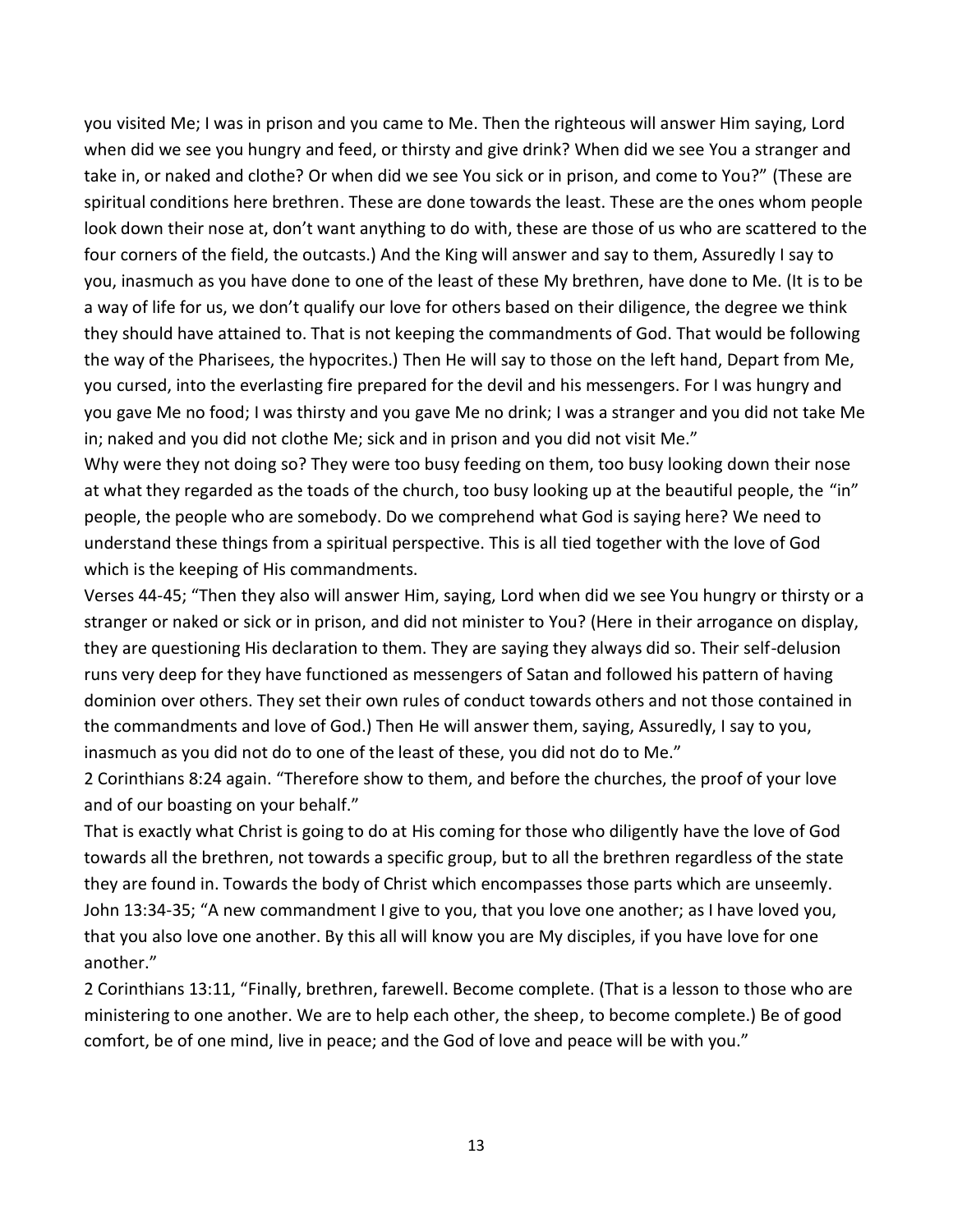you visited Me; I was in prison and you came to Me. Then the righteous will answer Him saying, Lord when did we see you hungry and feed, or thirsty and give drink? When did we see You a stranger and take in, or naked and clothe? Or when did we see You sick or in prison, and come to You?" (These are spiritual conditions here brethren. These are done towards the least. These are the ones whom people look down their nose at, don't want anything to do with, these are those of us who are scattered to the four corners of the field, the outcasts.) And the King will answer and say to them, Assuredly I say to you, inasmuch as you have done to one of the least of these My brethren, have done to Me. (It is to be a way of life for us, we don't qualify our love for others based on their diligence, the degree we think they should have attained to. That is not keeping the commandments of God. That would be following the way of the Pharisees, the hypocrites.) Then He will say to those on the left hand, Depart from Me, you cursed, into the everlasting fire prepared for the devil and his messengers. For I was hungry and you gave Me no food; I was thirsty and you gave Me no drink; I was a stranger and you did not take Me in; naked and you did not clothe Me; sick and in prison and you did not visit Me."

Why were they not doing so? They were too busy feeding on them, too busy looking down their nose at what they regarded as the toads of the church, too busy looking up at the beautiful people, the "in" people, the people who are somebody. Do we comprehend what God is saying here? We need to understand these things from a spiritual perspective. This is all tied together with the love of God which is the keeping of His commandments.

Verses 44-45; "Then they also will answer Him, saying, Lord when did we see You hungry or thirsty or a stranger or naked or sick or in prison, and did not minister to You? (Here in their arrogance on display, they are questioning His declaration to them. They are saying they always did so. Their self-delusion runs very deep for they have functioned as messengers of Satan and followed his pattern of having dominion over others. They set their own rules of conduct towards others and not those contained in the commandments and love of God.) Then He will answer them, saying, Assuredly, I say to you, inasmuch as you did not do to one of the least of these, you did not do to Me."

2 Corinthians 8:24 again. "Therefore show to them, and before the churches, the proof of your love and of our boasting on your behalf."

That is exactly what Christ is going to do at His coming for those who diligently have the love of God towards all the brethren, not towards a specific group, but to all the brethren regardless of the state they are found in. Towards the body of Christ which encompasses those parts which are unseemly.

John 13:34-35; "A new commandment I give to you, that you love one another; as I have loved you, that you also love one another. By this all will know you are My disciples, if you have love for one another."

2 Corinthians 13:11, "Finally, brethren, farewell. Become complete. (That is a lesson to those who are ministering to one another. We are to help each other, the sheep, to become complete.) Be of good comfort, be of one mind, live in peace; and the God of love and peace will be with you."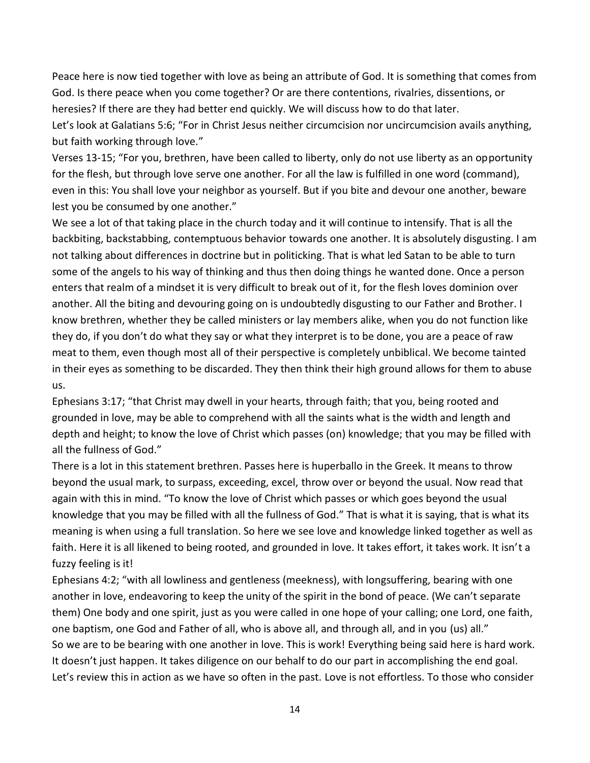Peace here is now tied together with love as being an attribute of God. It is something that comes from God. Is there peace when you come together? Or are there contentions, rivalries, dissentions, or heresies? If there are they had better end quickly. We will discuss how to do that later.

Let's look at Galatians 5:6; "For in Christ Jesus neither circumcision nor uncircumcision avails anything, but faith working through love."

Verses 13-15; "For you, brethren, have been called to liberty, only do not use liberty as an opportunity for the flesh, but through love serve one another. For all the law is fulfilled in one word (command), even in this: You shall love your neighbor as yourself. But if you bite and devour one another, beware lest you be consumed by one another."

We see a lot of that taking place in the church today and it will continue to intensify. That is all the backbiting, backstabbing, contemptuous behavior towards one another. It is absolutely disgusting. I am not talking about differences in doctrine but in politicking. That is what led Satan to be able to turn some of the angels to his way of thinking and thus then doing things he wanted done. Once a person enters that realm of a mindset it is very difficult to break out of it, for the flesh loves dominion over another. All the biting and devouring going on is undoubtedly disgusting to our Father and Brother. I know brethren, whether they be called ministers or lay members alike, when you do not function like they do, if you don't do what they say or what they interpret is to be done, you are a peace of raw meat to them, even though most all of their perspective is completely unbiblical. We become tainted in their eyes as something to be discarded. They then think their high ground allows for them to abuse us.

Ephesians 3:17; "that Christ may dwell in your hearts, through faith; that you, being rooted and grounded in love, may be able to comprehend with all the saints what is the width and length and depth and height; to know the love of Christ which passes (on) knowledge; that you may be filled with all the fullness of God."

There is a lot in this statement brethren. Passes here is huperballo in the Greek. It means to throw beyond the usual mark, to surpass, exceeding, excel, throw over or beyond the usual. Now read that again with this in mind. "To know the love of Christ which passes or which goes beyond the usual knowledge that you may be filled with all the fullness of God." That is what it is saying, that is what its meaning is when using a full translation. So here we see love and knowledge linked together as well as faith. Here it is all likened to being rooted, and grounded in love. It takes effort, it takes work. It isn't a fuzzy feeling is it!

Ephesians 4:2; "with all lowliness and gentleness (meekness), with longsuffering, bearing with one another in love, endeavoring to keep the unity of the spirit in the bond of peace. (We can't separate them) One body and one spirit, just as you were called in one hope of your calling; one Lord, one faith, one baptism, one God and Father of all, who is above all, and through all, and in you (us) all."

So we are to be bearing with one another in love. This is work! Everything being said here is hard work. It doesn't just happen. It takes diligence on our behalf to do our part in accomplishing the end goal. Let's review this in action as we have so often in the past. Love is not effortless. To those who consider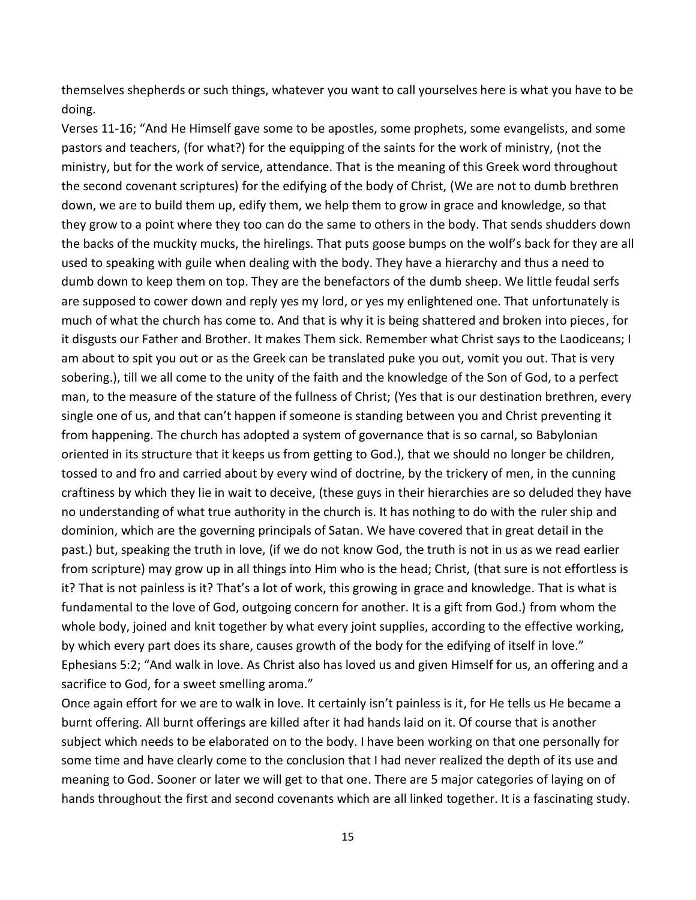themselves shepherds or such things, whatever you want to call yourselves here is what you have to be doing.

Verses 11-16; "And He Himself gave some to be apostles, some prophets, some evangelists, and some pastors and teachers, (for what?) for the equipping of the saints for the work of ministry, (not the ministry, but for the work of service, attendance. That is the meaning of this Greek word throughout the second covenant scriptures) for the edifying of the body of Christ, (We are not to dumb brethren down, we are to build them up, edify them, we help them to grow in grace and knowledge, so that they grow to a point where they too can do the same to others in the body. That sends shudders down the backs of the muckity mucks, the hirelings. That puts goose bumps on the wolf's back for they are all used to speaking with guile when dealing with the body. They have a hierarchy and thus a need to dumb down to keep them on top. They are the benefactors of the dumb sheep. We little feudal serfs are supposed to cower down and reply yes my lord, or yes my enlightened one. That unfortunately is much of what the church has come to. And that is why it is being shattered and broken into pieces, for it disgusts our Father and Brother. It makes Them sick. Remember what Christ says to the Laodiceans; I am about to spit you out or as the Greek can be translated puke you out, vomit you out. That is very sobering.), till we all come to the unity of the faith and the knowledge of the Son of God, to a perfect man, to the measure of the stature of the fullness of Christ; (Yes that is our destination brethren, every single one of us, and that can't happen if someone is standing between you and Christ preventing it from happening. The church has adopted a system of governance that is so carnal, so Babylonian oriented in its structure that it keeps us from getting to God.), that we should no longer be children, tossed to and fro and carried about by every wind of doctrine, by the trickery of men, in the cunning craftiness by which they lie in wait to deceive, (these guys in their hierarchies are so deluded they have no understanding of what true authority in the church is. It has nothing to do with the ruler ship and dominion, which are the governing principals of Satan. We have covered that in great detail in the past.) but, speaking the truth in love, (if we do not know God, the truth is not in us as we read earlier from scripture) may grow up in all things into Him who is the head; Christ, (that sure is not effortless is it? That is not painless is it? That's a lot of work, this growing in grace and knowledge. That is what is fundamental to the love of God, outgoing concern for another. It is a gift from God.) from whom the whole body, joined and knit together by what every joint supplies, according to the effective working, by which every part does its share, causes growth of the body for the edifying of itself in love."

Ephesians 5:2; "And walk in love. As Christ also has loved us and given Himself for us, an offering and a sacrifice to God, for a sweet smelling aroma."

Once again effort for we are to walk in love. It certainly isn't painless is it, for He tells us He became a burnt offering. All burnt offerings are killed after it had hands laid on it. Of course that is another subject which needs to be elaborated on to the body. I have been working on that one personally for some time and have clearly come to the conclusion that I had never realized the depth of its use and meaning to God. Sooner or later we will get to that one. There are 5 major categories of laying on of hands throughout the first and second covenants which are all linked together. It is a fascinating study.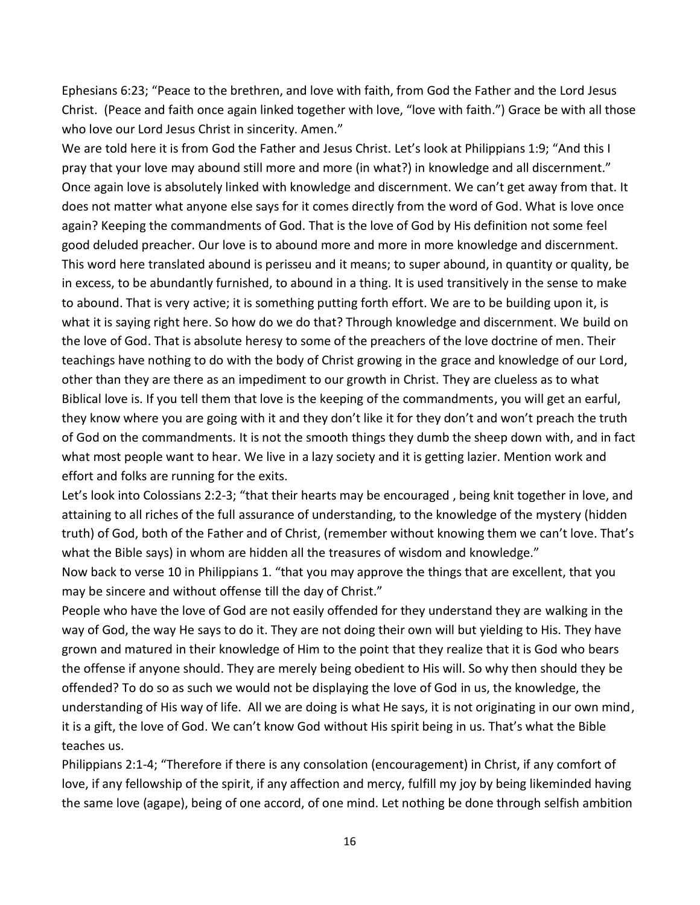Ephesians 6:23; "Peace to the brethren, and love with faith, from God the Father and the Lord Jesus Christ. (Peace and faith once again linked together with love, "love with faith.") Grace be with all those who love our Lord Jesus Christ in sincerity. Amen."

We are told here it is from God the Father and Jesus Christ. Let's look at Philippians 1:9; "And this I pray that your love may abound still more and more (in what?) in knowledge and all discernment." Once again love is absolutely linked with knowledge and discernment. We can't get away from that. It does not matter what anyone else says for it comes directly from the word of God. What is love once again? Keeping the commandments of God. That is the love of God by His definition not some feel good deluded preacher. Our love is to abound more and more in more knowledge and discernment. This word here translated abound is perisseu and it means; to super abound, in quantity or quality, be in excess, to be abundantly furnished, to abound in a thing. It is used transitively in the sense to make to abound. That is very active; it is something putting forth effort. We are to be building upon it, is what it is saying right here. So how do we do that? Through knowledge and discernment. We build on the love of God. That is absolute heresy to some of the preachers of the love doctrine of men. Their teachings have nothing to do with the body of Christ growing in the grace and knowledge of our Lord, other than they are there as an impediment to our growth in Christ. They are clueless as to what Biblical love is. If you tell them that love is the keeping of the commandments, you will get an earful, they know where you are going with it and they don't like it for they don't and won't preach the truth of God on the commandments. It is not the smooth things they dumb the sheep down with, and in fact what most people want to hear. We live in a lazy society and it is getting lazier. Mention work and effort and folks are running for the exits.

Let's look into Colossians 2:2-3; "that their hearts may be encouraged , being knit together in love, and attaining to all riches of the full assurance of understanding, to the knowledge of the mystery (hidden truth) of God, both of the Father and of Christ, (remember without knowing them we can't love. That's what the Bible says) in whom are hidden all the treasures of wisdom and knowledge."

Now back to verse 10 in Philippians 1. "that you may approve the things that are excellent, that you may be sincere and without offense till the day of Christ."

People who have the love of God are not easily offended for they understand they are walking in the way of God, the way He says to do it. They are not doing their own will but yielding to His. They have grown and matured in their knowledge of Him to the point that they realize that it is God who bears the offense if anyone should. They are merely being obedient to His will. So why then should they be offended? To do so as such we would not be displaying the love of God in us, the knowledge, the understanding of His way of life. All we are doing is what He says, it is not originating in our own mind, it is a gift, the love of God. We can't know God without His spirit being in us. That's what the Bible teaches us.

Philippians 2:1-4; "Therefore if there is any consolation (encouragement) in Christ, if any comfort of love, if any fellowship of the spirit, if any affection and mercy, fulfill my joy by being likeminded having the same love (agape), being of one accord, of one mind. Let nothing be done through selfish ambition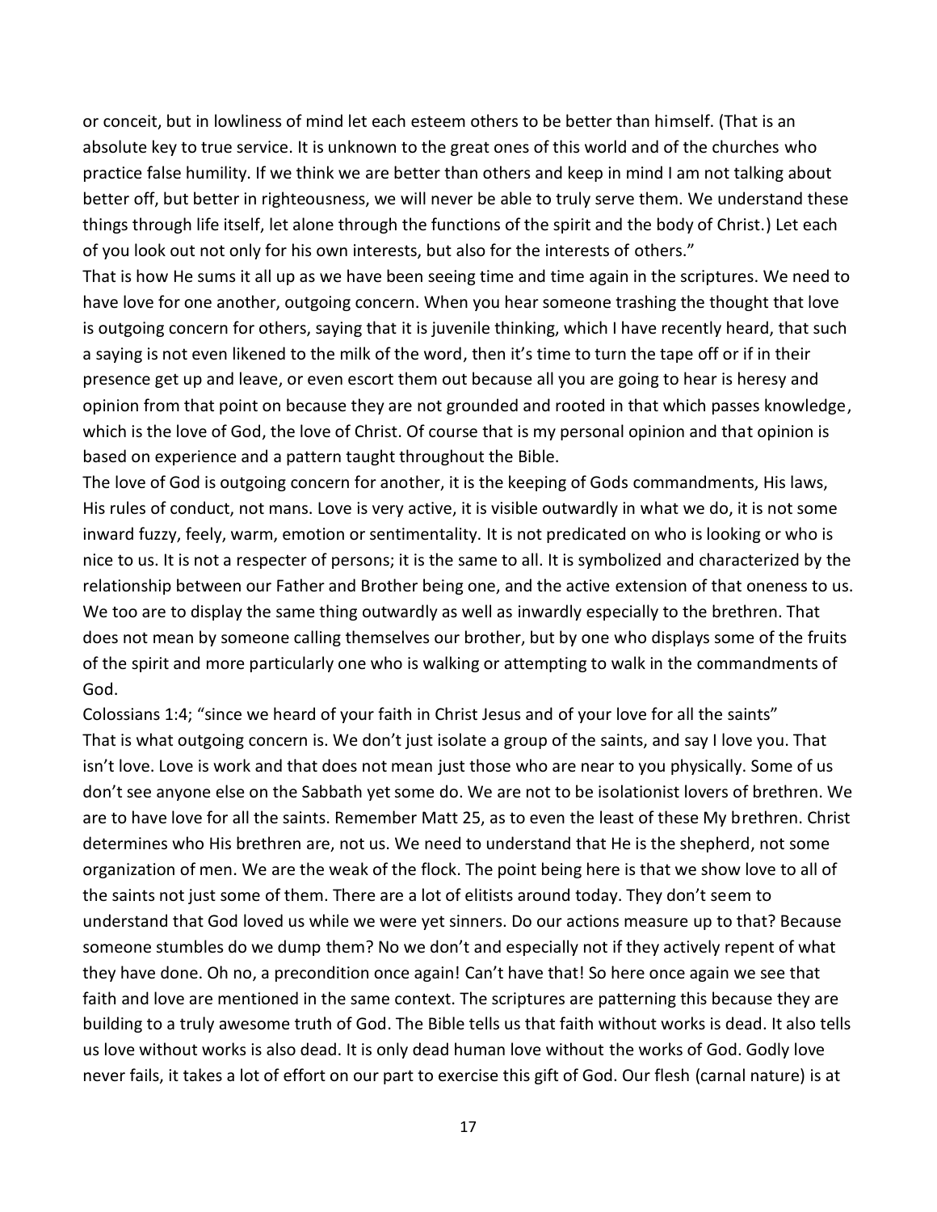or conceit, but in lowliness of mind let each esteem others to be better than himself. (That is an absolute key to true service. It is unknown to the great ones of this world and of the churches who practice false humility. If we think we are better than others and keep in mind I am not talking about better off, but better in righteousness, we will never be able to truly serve them. We understand these things through life itself, let alone through the functions of the spirit and the body of Christ.) Let each of you look out not only for his own interests, but also for the interests of others."

That is how He sums it all up as we have been seeing time and time again in the scriptures. We need to have love for one another, outgoing concern. When you hear someone trashing the thought that love is outgoing concern for others, saying that it is juvenile thinking, which I have recently heard, that such a saying is not even likened to the milk of the word, then it's time to turn the tape off or if in their presence get up and leave, or even escort them out because all you are going to hear is heresy and opinion from that point on because they are not grounded and rooted in that which passes knowledge, which is the love of God, the love of Christ. Of course that is my personal opinion and that opinion is based on experience and a pattern taught throughout the Bible.

The love of God is outgoing concern for another, it is the keeping of Gods commandments, His laws, His rules of conduct, not mans. Love is very active, it is visible outwardly in what we do, it is not some inward fuzzy, feely, warm, emotion or sentimentality. It is not predicated on who is looking or who is nice to us. It is not a respecter of persons; it is the same to all. It is symbolized and characterized by the relationship between our Father and Brother being one, and the active extension of that oneness to us. We too are to display the same thing outwardly as well as inwardly especially to the brethren. That does not mean by someone calling themselves our brother, but by one who displays some of the fruits of the spirit and more particularly one who is walking or attempting to walk in the commandments of God.

Colossians 1:4; "since we heard of your faith in Christ Jesus and of your love for all the saints"

That is what outgoing concern is. We don't just isolate a group of the saints, and say I love you. That isn't love. Love is work and that does not mean just those who are near to you physically. Some of us don't see anyone else on the Sabbath yet some do. We are not to be isolationist lovers of brethren. We are to have love for all the saints. Remember Matt 25, as to even the least of these My brethren. Christ determines who His brethren are, not us. We need to understand that He is the shepherd, not some organization of men. We are the weak of the flock. The point being here is that we show love to all of the saints not just some of them. There are a lot of elitists around today. They don't seem to understand that God loved us while we were yet sinners. Do our actions measure up to that? Because someone stumbles do we dump them? No we don't and especially not if they actively repent of what they have done. Oh no, a precondition once again! Can't have that! So here once again we see that faith and love are mentioned in the same context. The scriptures are patterning this because they are building to a truly awesome truth of God. The Bible tells us that faith without works is dead. It also tells us love without works is also dead. It is only dead human love without the works of God. Godly love never fails, it takes a lot of effort on our part to exercise this gift of God. Our flesh (carnal nature) is at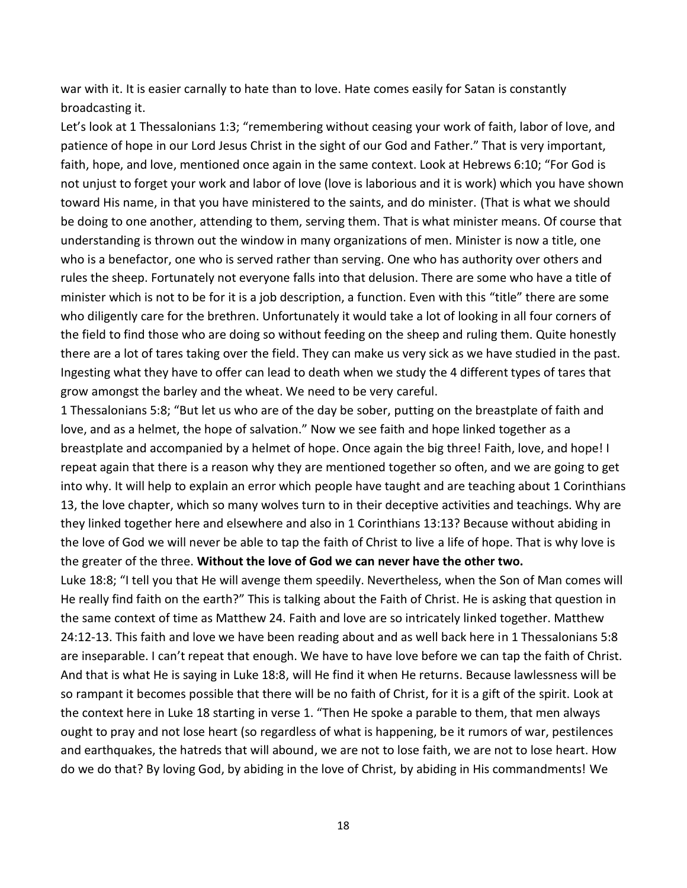war with it. It is easier carnally to hate than to love. Hate comes easily for Satan is constantly broadcasting it.

Let's look at 1 Thessalonians 1:3; "remembering without ceasing your work of faith, labor of love, and patience of hope in our Lord Jesus Christ in the sight of our God and Father." That is very important, faith, hope, and love, mentioned once again in the same context. Look at Hebrews 6:10; "For God is not unjust to forget your work and labor of love (love is laborious and it is work) which you have shown toward His name, in that you have ministered to the saints, and do minister. (That is what we should be doing to one another, attending to them, serving them. That is what minister means. Of course that understanding is thrown out the window in many organizations of men. Minister is now a title, one who is a benefactor, one who is served rather than serving. One who has authority over others and rules the sheep. Fortunately not everyone falls into that delusion. There are some who have a title of minister which is not to be for it is a job description, a function. Even with this "title" there are some who diligently care for the brethren. Unfortunately it would take a lot of looking in all four corners of the field to find those who are doing so without feeding on the sheep and ruling them. Quite honestly there are a lot of tares taking over the field. They can make us very sick as we have studied in the past. Ingesting what they have to offer can lead to death when we study the 4 different types of tares that grow amongst the barley and the wheat. We need to be very careful.

1 Thessalonians 5:8; "But let us who are of the day be sober, putting on the breastplate of faith and love, and as a helmet, the hope of salvation." Now we see faith and hope linked together as a breastplate and accompanied by a helmet of hope. Once again the big three! Faith, love, and hope! I repeat again that there is a reason why they are mentioned together so often, and we are going to get into why. It will help to explain an error which people have taught and are teaching about 1 Corinthians 13, the love chapter, which so many wolves turn to in their deceptive activities and teachings. Why are they linked together here and elsewhere and also in 1 Corinthians 13:13? Because without abiding in the love of God we will never be able to tap the faith of Christ to live a life of hope. That is why love is the greater of the three. **Without the love of God we can never have the other two.**

Luke 18:8; "I tell you that He will avenge them speedily. Nevertheless, when the Son of Man comes will He really find faith on the earth?" This is talking about the Faith of Christ. He is asking that question in the same context of time as Matthew 24. Faith and love are so intricately linked together. Matthew 24:12-13. This faith and love we have been reading about and as well back here in 1 Thessalonians 5:8 are inseparable. I can't repeat that enough. We have to have love before we can tap the faith of Christ. And that is what He is saying in Luke 18:8, will He find it when He returns. Because lawlessness will be so rampant it becomes possible that there will be no faith of Christ, for it is a gift of the spirit. Look at the context here in Luke 18 starting in verse 1. "Then He spoke a parable to them, that men always ought to pray and not lose heart (so regardless of what is happening, be it rumors of war, pestilences and earthquakes, the hatreds that will abound, we are not to lose faith, we are not to lose heart. How do we do that? By loving God, by abiding in the love of Christ, by abiding in His commandments! We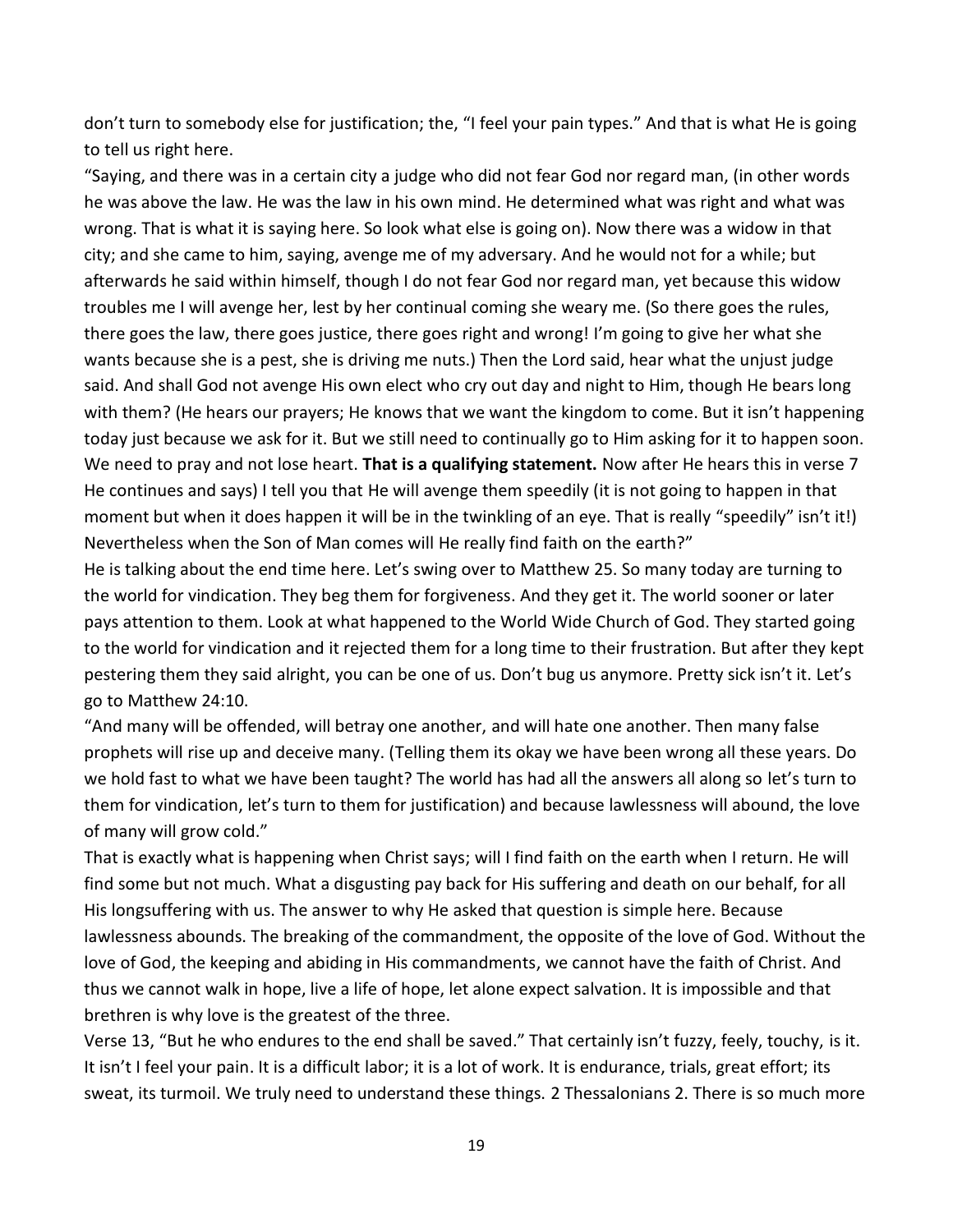don't turn to somebody else for justification; the, "I feel your pain types." And that is what He is going to tell us right here.

"Saying, and there was in a certain city a judge who did not fear God nor regard man, (in other words he was above the law. He was the law in his own mind. He determined what was right and what was wrong. That is what it is saying here. So look what else is going on). Now there was a widow in that city; and she came to him, saying, avenge me of my adversary. And he would not for a while; but afterwards he said within himself, though I do not fear God nor regard man, yet because this widow troubles me I will avenge her, lest by her continual coming she weary me. (So there goes the rules, there goes the law, there goes justice, there goes right and wrong! I'm going to give her what she wants because she is a pest, she is driving me nuts.) Then the Lord said, hear what the unjust judge said. And shall God not avenge His own elect who cry out day and night to Him, though He bears long with them? (He hears our prayers; He knows that we want the kingdom to come. But it isn't happening today just because we ask for it. But we still need to continually go to Him asking for it to happen soon. We need to pray and not lose heart. **That is a qualifying statement.** Now after He hears this in verse 7 He continues and says) I tell you that He will avenge them speedily (it is not going to happen in that moment but when it does happen it will be in the twinkling of an eye. That is really "speedily" isn't it!) Nevertheless when the Son of Man comes will He really find faith on the earth?"

He is talking about the end time here. Let's swing over to Matthew 25. So many today are turning to the world for vindication. They beg them for forgiveness. And they get it. The world sooner or later pays attention to them. Look at what happened to the World Wide Church of God. They started going to the world for vindication and it rejected them for a long time to their frustration. But after they kept pestering them they said alright, you can be one of us. Don't bug us anymore. Pretty sick isn't it. Let's go to Matthew 24:10.

"And many will be offended, will betray one another, and will hate one another. Then many false prophets will rise up and deceive many. (Telling them its okay we have been wrong all these years. Do we hold fast to what we have been taught? The world has had all the answers all along so let's turn to them for vindication, let's turn to them for justification) and because lawlessness will abound, the love of many will grow cold."

That is exactly what is happening when Christ says; will I find faith on the earth when I return. He will find some but not much. What a disgusting pay back for His suffering and death on our behalf, for all His longsuffering with us. The answer to why He asked that question is simple here. Because lawlessness abounds. The breaking of the commandment, the opposite of the love of God. Without the love of God, the keeping and abiding in His commandments, we cannot have the faith of Christ. And thus we cannot walk in hope, live a life of hope, let alone expect salvation. It is impossible and that brethren is why love is the greatest of the three.

Verse 13, "But he who endures to the end shall be saved." That certainly isn't fuzzy, feely, touchy, is it. It isn't I feel your pain. It is a difficult labor; it is a lot of work. It is endurance, trials, great effort; its sweat, its turmoil. We truly need to understand these things. 2 Thessalonians 2. There is so much more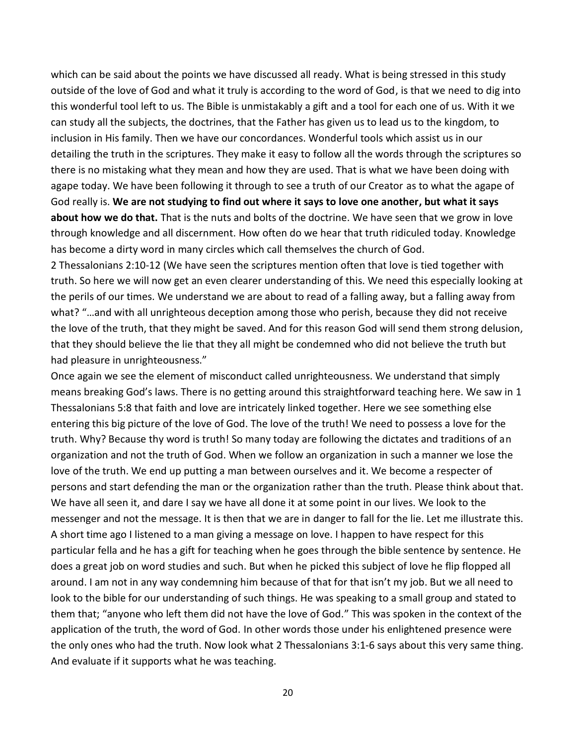which can be said about the points we have discussed all ready. What is being stressed in this study outside of the love of God and what it truly is according to the word of God, is that we need to dig into this wonderful tool left to us. The Bible is unmistakably a gift and a tool for each one of us. With it we can study all the subjects, the doctrines, that the Father has given us to lead us to the kingdom, to inclusion in His family. Then we have our concordances. Wonderful tools which assist us in our detailing the truth in the scriptures. They make it easy to follow all the words through the scriptures so there is no mistaking what they mean and how they are used. That is what we have been doing with agape today. We have been following it through to see a truth of our Creator as to what the agape of God really is. **We are not studying to find out where it says to love one another, but what it says about how we do that.** That is the nuts and bolts of the doctrine. We have seen that we grow in love through knowledge and all discernment. How often do we hear that truth ridiculed today. Knowledge has become a dirty word in many circles which call themselves the church of God.

2 Thessalonians 2:10-12 (We have seen the scriptures mention often that love is tied together with truth. So here we will now get an even clearer understanding of this. We need this especially looking at the perils of our times. We understand we are about to read of a falling away, but a falling away from what? "…and with all unrighteous deception among those who perish, because they did not receive the love of the truth, that they might be saved. And for this reason God will send them strong delusion, that they should believe the lie that they all might be condemned who did not believe the truth but had pleasure in unrighteousness."

Once again we see the element of misconduct called unrighteousness. We understand that simply means breaking God's laws. There is no getting around this straightforward teaching here. We saw in 1 Thessalonians 5:8 that faith and love are intricately linked together. Here we see something else entering this big picture of the love of God. The love of the truth! We need to possess a love for the truth. Why? Because thy word is truth! So many today are following the dictates and traditions of an organization and not the truth of God. When we follow an organization in such a manner we lose the love of the truth. We end up putting a man between ourselves and it. We become a respecter of persons and start defending the man or the organization rather than the truth. Please think about that. We have all seen it, and dare I say we have all done it at some point in our lives. We look to the messenger and not the message. It is then that we are in danger to fall for the lie. Let me illustrate this. A short time ago I listened to a man giving a message on love. I happen to have respect for this particular fella and he has a gift for teaching when he goes through the bible sentence by sentence. He does a great job on word studies and such. But when he picked this subject of love he flip flopped all around. I am not in any way condemning him because of that for that isn't my job. But we all need to look to the bible for our understanding of such things. He was speaking to a small group and stated to them that; "anyone who left them did not have the love of God." This was spoken in the context of the application of the truth, the word of God. In other words those under his enlightened presence were the only ones who had the truth. Now look what 2 Thessalonians 3:1-6 says about this very same thing. And evaluate if it supports what he was teaching.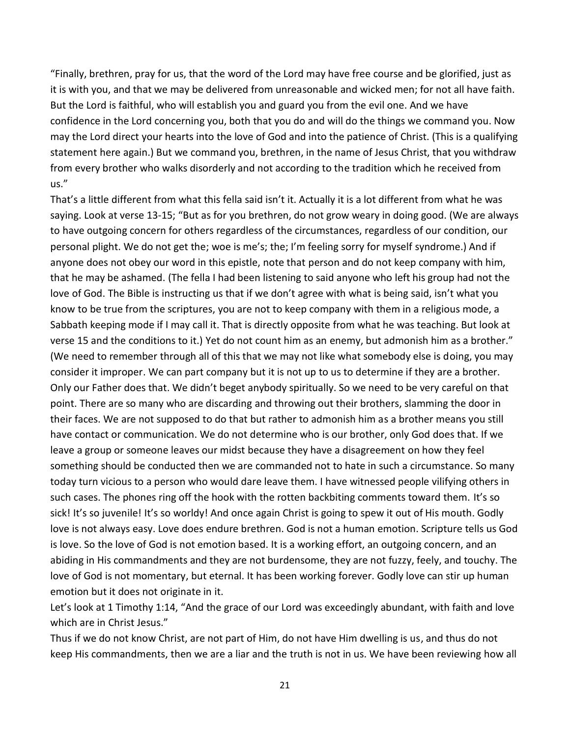"Finally, brethren, pray for us, that the word of the Lord may have free course and be glorified, just as it is with you, and that we may be delivered from unreasonable and wicked men; for not all have faith. But the Lord is faithful, who will establish you and guard you from the evil one. And we have confidence in the Lord concerning you, both that you do and will do the things we command you. Now may the Lord direct your hearts into the love of God and into the patience of Christ. (This is a qualifying statement here again.) But we command you, brethren, in the name of Jesus Christ, that you withdraw from every brother who walks disorderly and not according to the tradition which he received from us."

That's a little different from what this fella said isn't it. Actually it is a lot different from what he was saying. Look at verse 13-15; "But as for you brethren, do not grow weary in doing good. (We are always to have outgoing concern for others regardless of the circumstances, regardless of our condition, our personal plight. We do not get the; woe is me's; the; I'm feeling sorry for myself syndrome.) And if anyone does not obey our word in this epistle, note that person and do not keep company with him, that he may be ashamed. (The fella I had been listening to said anyone who left his group had not the love of God. The Bible is instructing us that if we don't agree with what is being said, isn't what you know to be true from the scriptures, you are not to keep company with them in a religious mode, a Sabbath keeping mode if I may call it. That is directly opposite from what he was teaching. But look at verse 15 and the conditions to it.) Yet do not count him as an enemy, but admonish him as a brother." (We need to remember through all of this that we may not like what somebody else is doing, you may consider it improper. We can part company but it is not up to us to determine if they are a brother. Only our Father does that. We didn't beget anybody spiritually. So we need to be very careful on that point. There are so many who are discarding and throwing out their brothers, slamming the door in their faces. We are not supposed to do that but rather to admonish him as a brother means you still have contact or communication. We do not determine who is our brother, only God does that. If we leave a group or someone leaves our midst because they have a disagreement on how they feel something should be conducted then we are commanded not to hate in such a circumstance. So many today turn vicious to a person who would dare leave them. I have witnessed people vilifying others in such cases. The phones ring off the hook with the rotten backbiting comments toward them. It's so sick! It's so juvenile! It's so worldy! And once again Christ is going to spew it out of His mouth. Godly love is not always easy. Love does endure brethren. God is not a human emotion. Scripture tells us God is love. So the love of God is not emotion based. It is a working effort, an outgoing concern, and an abiding in His commandments and they are not burdensome, they are not fuzzy, feely, and touchy. The love of God is not momentary, but eternal. It has been working forever. Godly love can stir up human emotion but it does not originate in it.

Let's look at 1 Timothy 1:14, "And the grace of our Lord was exceedingly abundant, with faith and love which are in Christ Jesus."

Thus if we do not know Christ, are not part of Him, do not have Him dwelling is us, and thus do not keep His commandments, then we are a liar and the truth is not in us. We have been reviewing how all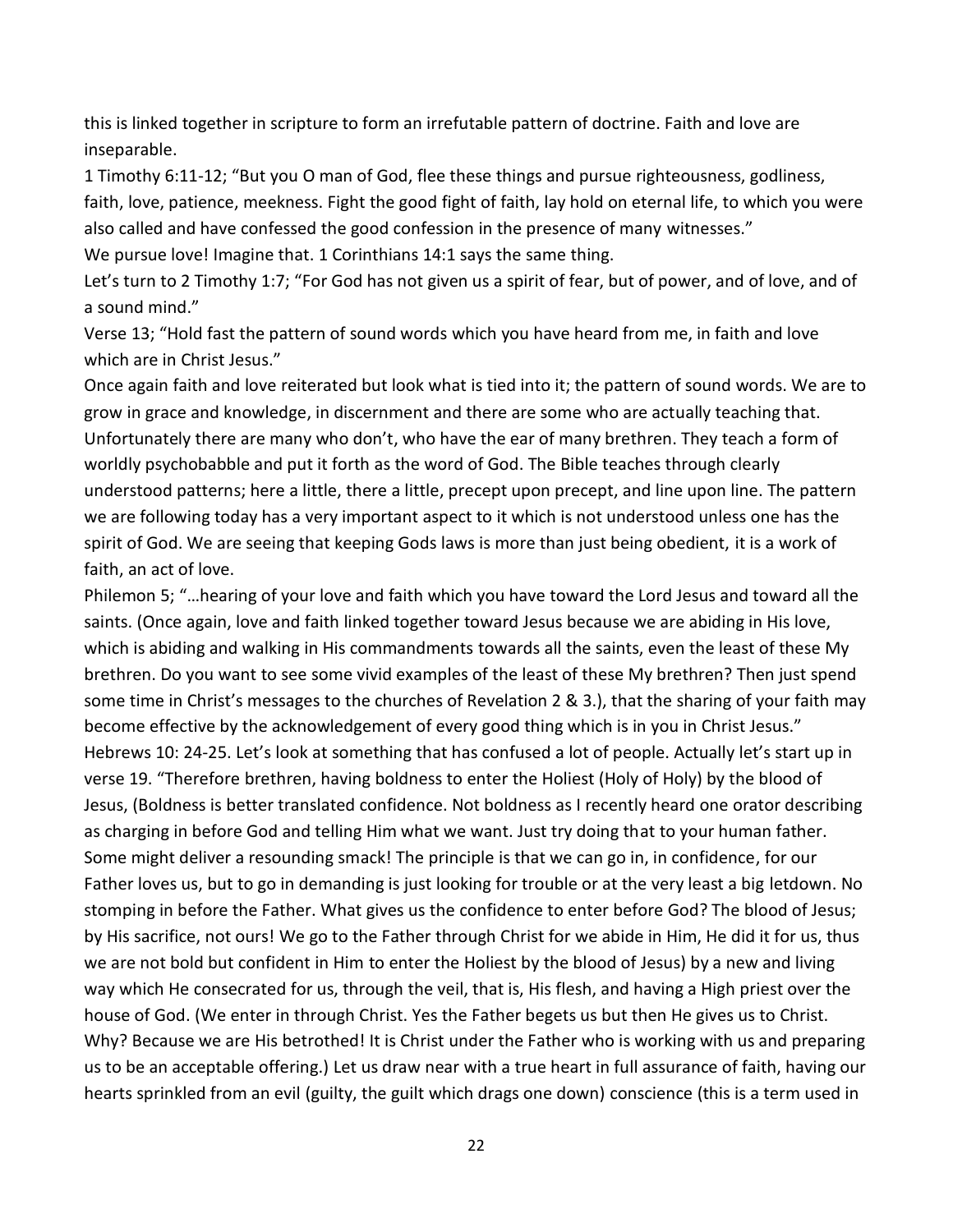this is linked together in scripture to form an irrefutable pattern of doctrine. Faith and love are inseparable.

1 Timothy 6:11-12; "But you O man of God, flee these things and pursue righteousness, godliness, faith, love, patience, meekness. Fight the good fight of faith, lay hold on eternal life, to which you were also called and have confessed the good confession in the presence of many witnesses."

We pursue love! Imagine that. 1 Corinthians 14:1 says the same thing.

Let's turn to 2 Timothy 1:7; "For God has not given us a spirit of fear, but of power, and of love, and of a sound mind."

Verse 13; "Hold fast the pattern of sound words which you have heard from me, in faith and love which are in Christ Jesus."

Once again faith and love reiterated but look what is tied into it; the pattern of sound words. We are to grow in grace and knowledge, in discernment and there are some who are actually teaching that. Unfortunately there are many who don't, who have the ear of many brethren. They teach a form of worldly psychobabble and put it forth as the word of God. The Bible teaches through clearly understood patterns; here a little, there a little, precept upon precept, and line upon line. The pattern we are following today has a very important aspect to it which is not understood unless one has the spirit of God. We are seeing that keeping Gods laws is more than just being obedient, it is a work of faith, an act of love.

Philemon 5; "…hearing of your love and faith which you have toward the Lord Jesus and toward all the saints. (Once again, love and faith linked together toward Jesus because we are abiding in His love, which is abiding and walking in His commandments towards all the saints, even the least of these My brethren. Do you want to see some vivid examples of the least of these My brethren? Then just spend some time in Christ's messages to the churches of Revelation 2 & 3.), that the sharing of your faith may become effective by the acknowledgement of every good thing which is in you in Christ Jesus."

Hebrews 10: 24-25. Let's look at something that has confused a lot of people. Actually let's start up in verse 19. "Therefore brethren, having boldness to enter the Holiest (Holy of Holy) by the blood of Jesus, (Boldness is better translated confidence. Not boldness as I recently heard one orator describing as charging in before God and telling Him what we want. Just try doing that to your human father. Some might deliver a resounding smack! The principle is that we can go in, in confidence, for our Father loves us, but to go in demanding is just looking for trouble or at the very least a big letdown. No stomping in before the Father. What gives us the confidence to enter before God? The blood of Jesus; by His sacrifice, not ours! We go to the Father through Christ for we abide in Him, He did it for us, thus we are not bold but confident in Him to enter the Holiest by the blood of Jesus) by a new and living way which He consecrated for us, through the veil, that is, His flesh, and having a High priest over the house of God. (We enter in through Christ. Yes the Father begets us but then He gives us to Christ. Why? Because we are His betrothed! It is Christ under the Father who is working with us and preparing us to be an acceptable offering.) Let us draw near with a true heart in full assurance of faith, having our hearts sprinkled from an evil (guilty, the guilt which drags one down) conscience (this is a term used in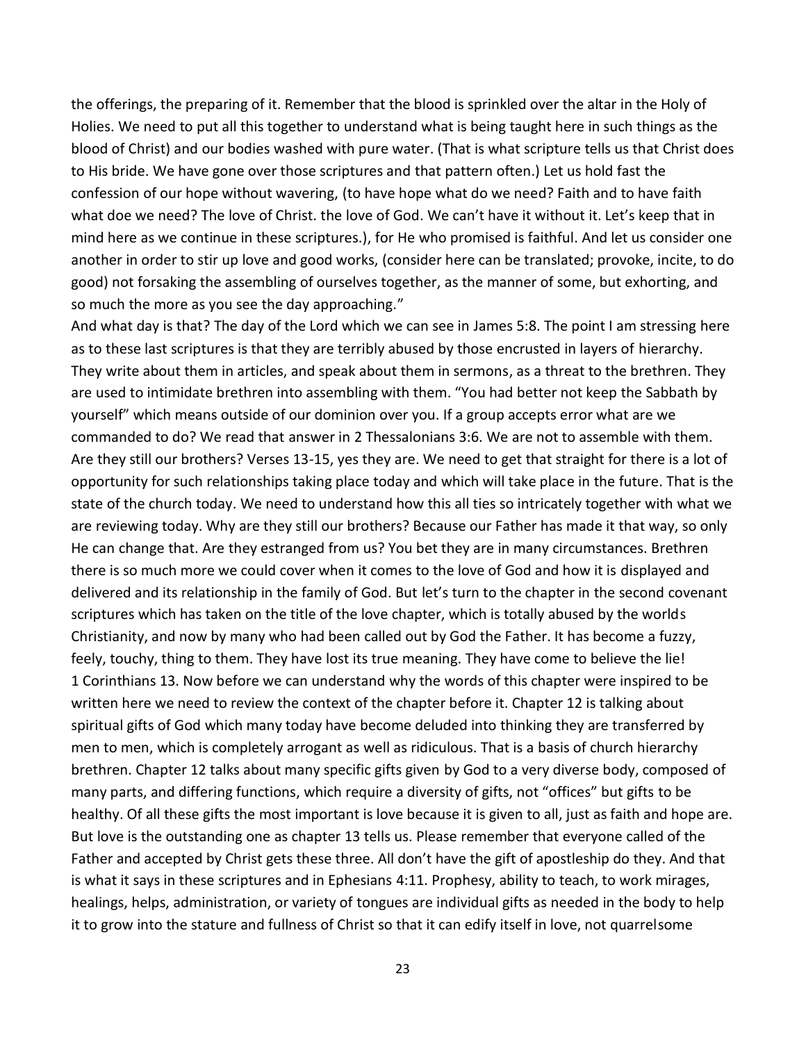the offerings, the preparing of it. Remember that the blood is sprinkled over the altar in the Holy of Holies. We need to put all this together to understand what is being taught here in such things as the blood of Christ) and our bodies washed with pure water. (That is what scripture tells us that Christ does to His bride. We have gone over those scriptures and that pattern often.) Let us hold fast the confession of our hope without wavering, (to have hope what do we need? Faith and to have faith what doe we need? The love of Christ. the love of God. We can't have it without it. Let's keep that in mind here as we continue in these scriptures.), for He who promised is faithful. And let us consider one another in order to stir up love and good works, (consider here can be translated; provoke, incite, to do good) not forsaking the assembling of ourselves together, as the manner of some, but exhorting, and so much the more as you see the day approaching."

And what day is that? The day of the Lord which we can see in James 5:8. The point I am stressing here as to these last scriptures is that they are terribly abused by those encrusted in layers of hierarchy. They write about them in articles, and speak about them in sermons, as a threat to the brethren. They are used to intimidate brethren into assembling with them. "You had better not keep the Sabbath by yourself" which means outside of our dominion over you. If a group accepts error what are we commanded to do? We read that answer in 2 Thessalonians 3:6. We are not to assemble with them. Are they still our brothers? Verses 13-15, yes they are. We need to get that straight for there is a lot of opportunity for such relationships taking place today and which will take place in the future. That is the state of the church today. We need to understand how this all ties so intricately together with what we are reviewing today. Why are they still our brothers? Because our Father has made it that way, so only He can change that. Are they estranged from us? You bet they are in many circumstances. Brethren there is so much more we could cover when it comes to the love of God and how it is displayed and delivered and its relationship in the family of God. But let's turn to the chapter in the second covenant scriptures which has taken on the title of the love chapter, which is totally abused by the worlds Christianity, and now by many who had been called out by God the Father. It has become a fuzzy, feely, touchy, thing to them. They have lost its true meaning. They have come to believe the lie!

1 Corinthians 13. Now before we can understand why the words of this chapter were inspired to be written here we need to review the context of the chapter before it. Chapter 12 is talking about spiritual gifts of God which many today have become deluded into thinking they are transferred by men to men, which is completely arrogant as well as ridiculous. That is a basis of church hierarchy brethren. Chapter 12 talks about many specific gifts given by God to a very diverse body, composed of many parts, and differing functions, which require a diversity of gifts, not "offices" but gifts to be healthy. Of all these gifts the most important is love because it is given to all, just as faith and hope are. But love is the outstanding one as chapter 13 tells us. Please remember that everyone called of the Father and accepted by Christ gets these three. All don't have the gift of apostleship do they. And that is what it says in these scriptures and in Ephesians 4:11. Prophesy, ability to teach, to work mirages, healings, helps, administration, or variety of tongues are individual gifts as needed in the body to help it to grow into the stature and fullness of Christ so that it can edify itself in love, not quarrelsome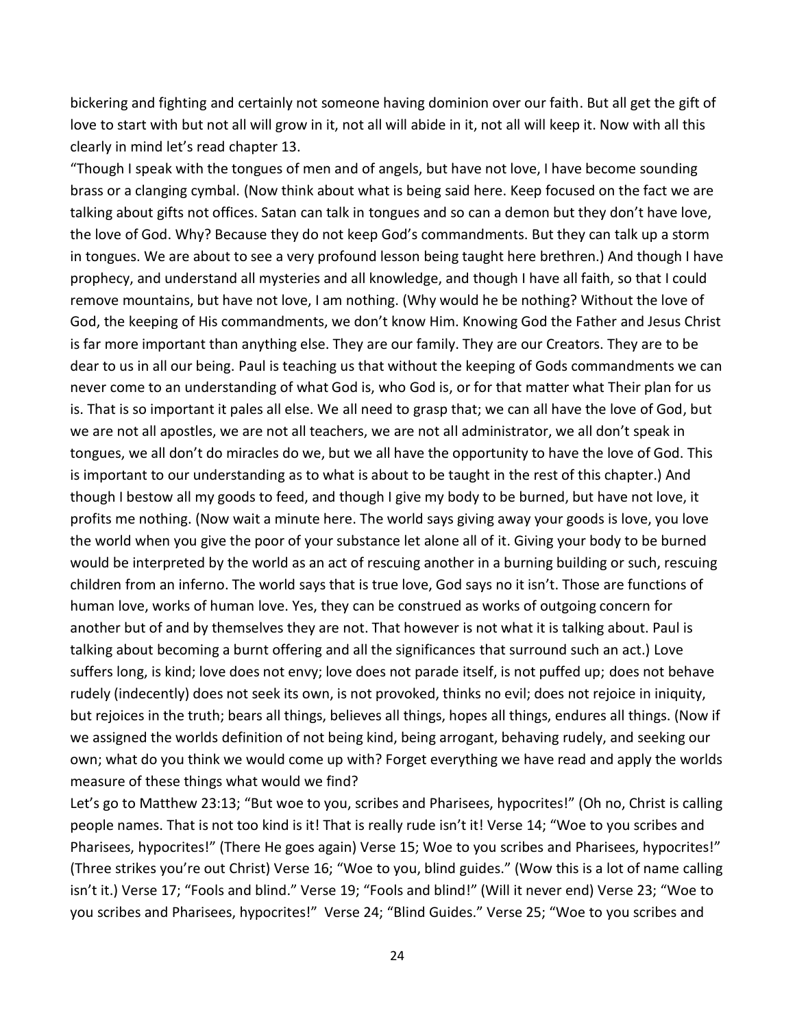bickering and fighting and certainly not someone having dominion over our faith. But all get the gift of love to start with but not all will grow in it, not all will abide in it, not all will keep it. Now with all this clearly in mind let's read chapter 13.

"Though I speak with the tongues of men and of angels, but have not love, I have become sounding brass or a clanging cymbal. (Now think about what is being said here. Keep focused on the fact we are talking about gifts not offices. Satan can talk in tongues and so can a demon but they don't have love, the love of God. Why? Because they do not keep God's commandments. But they can talk up a storm in tongues. We are about to see a very profound lesson being taught here brethren.) And though I have prophecy, and understand all mysteries and all knowledge, and though I have all faith, so that I could remove mountains, but have not love, I am nothing. (Why would he be nothing? Without the love of God, the keeping of His commandments, we don't know Him. Knowing God the Father and Jesus Christ is far more important than anything else. They are our family. They are our Creators. They are to be dear to us in all our being. Paul is teaching us that without the keeping of Gods commandments we can never come to an understanding of what God is, who God is, or for that matter what Their plan for us is. That is so important it pales all else. We all need to grasp that; we can all have the love of God, but we are not all apostles, we are not all teachers, we are not all administrator, we all don't speak in tongues, we all don't do miracles do we, but we all have the opportunity to have the love of God. This is important to our understanding as to what is about to be taught in the rest of this chapter.) And though I bestow all my goods to feed, and though I give my body to be burned, but have not love, it profits me nothing. (Now wait a minute here. The world says giving away your goods is love, you love the world when you give the poor of your substance let alone all of it. Giving your body to be burned would be interpreted by the world as an act of rescuing another in a burning building or such, rescuing children from an inferno. The world says that is true love, God says no it isn't. Those are functions of human love, works of human love. Yes, they can be construed as works of outgoing concern for another but of and by themselves they are not. That however is not what it is talking about. Paul is talking about becoming a burnt offering and all the significances that surround such an act.) Love suffers long, is kind; love does not envy; love does not parade itself, is not puffed up; does not behave rudely (indecently) does not seek its own, is not provoked, thinks no evil; does not rejoice in iniquity, but rejoices in the truth; bears all things, believes all things, hopes all things, endures all things. (Now if we assigned the worlds definition of not being kind, being arrogant, behaving rudely, and seeking our own; what do you think we would come up with? Forget everything we have read and apply the worlds measure of these things what would we find?

Let's go to Matthew 23:13; "But woe to you, scribes and Pharisees, hypocrites!" (Oh no, Christ is calling people names. That is not too kind is it! That is really rude isn't it! Verse 14; "Woe to you scribes and Pharisees, hypocrites!" (There He goes again) Verse 15; Woe to you scribes and Pharisees, hypocrites!" (Three strikes you're out Christ) Verse 16; "Woe to you, blind guides." (Wow this is a lot of name calling isn't it.) Verse 17; "Fools and blind." Verse 19; "Fools and blind!" (Will it never end) Verse 23; "Woe to you scribes and Pharisees, hypocrites!" Verse 24; "Blind Guides." Verse 25; "Woe to you scribes and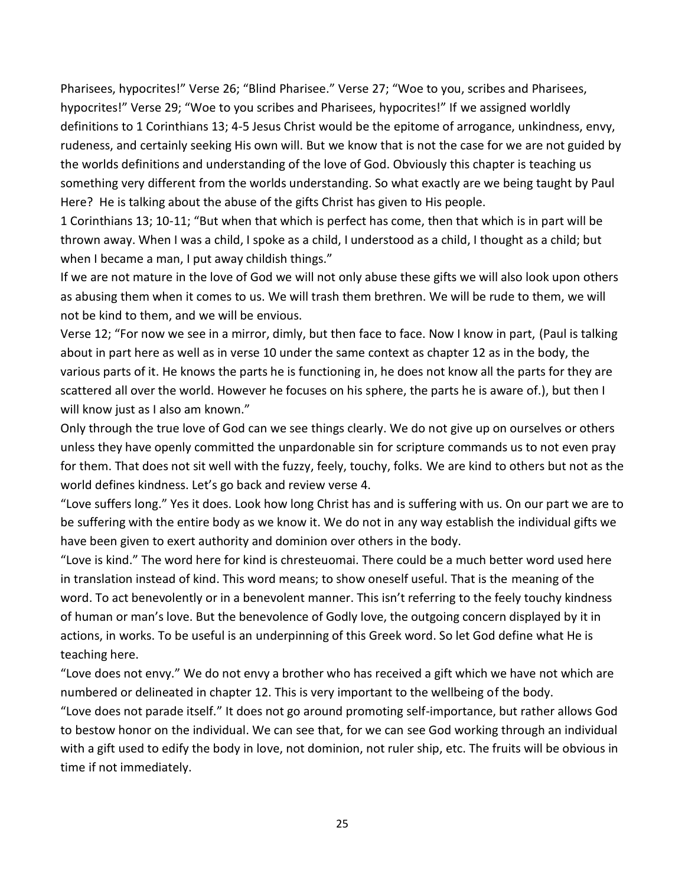Pharisees, hypocrites!" Verse 26; "Blind Pharisee." Verse 27; "Woe to you, scribes and Pharisees, hypocrites!" Verse 29; "Woe to you scribes and Pharisees, hypocrites!" If we assigned worldly definitions to 1 Corinthians 13; 4-5 Jesus Christ would be the epitome of arrogance, unkindness, envy, rudeness, and certainly seeking His own will. But we know that is not the case for we are not guided by the worlds definitions and understanding of the love of God. Obviously this chapter is teaching us something very different from the worlds understanding. So what exactly are we being taught by Paul Here? He is talking about the abuse of the gifts Christ has given to His people.

1 Corinthians 13; 10-11; "But when that which is perfect has come, then that which is in part will be thrown away. When I was a child, I spoke as a child, I understood as a child, I thought as a child; but when I became a man, I put away childish things."

If we are not mature in the love of God we will not only abuse these gifts we will also look upon others as abusing them when it comes to us. We will trash them brethren. We will be rude to them, we will not be kind to them, and we will be envious.

Verse 12; "For now we see in a mirror, dimly, but then face to face. Now I know in part, (Paul is talking about in part here as well as in verse 10 under the same context as chapter 12 as in the body, the various parts of it. He knows the parts he is functioning in, he does not know all the parts for they are scattered all over the world. However he focuses on his sphere, the parts he is aware of.), but then I will know just as I also am known."

Only through the true love of God can we see things clearly. We do not give up on ourselves or others unless they have openly committed the unpardonable sin for scripture commands us to not even pray for them. That does not sit well with the fuzzy, feely, touchy, folks. We are kind to others but not as the world defines kindness. Let's go back and review verse 4.

"Love suffers long." Yes it does. Look how long Christ has and is suffering with us. On our part we are to be suffering with the entire body as we know it. We do not in any way establish the individual gifts we have been given to exert authority and dominion over others in the body.

"Love is kind." The word here for kind is chresteuomai. There could be a much better word used here in translation instead of kind. This word means; to show oneself useful. That is the meaning of the word. To act benevolently or in a benevolent manner. This isn't referring to the feely touchy kindness of human or man's love. But the benevolence of Godly love, the outgoing concern displayed by it in actions, in works. To be useful is an underpinning of this Greek word. So let God define what He is teaching here.

"Love does not envy." We do not envy a brother who has received a gift which we have not which are numbered or delineated in chapter 12. This is very important to the wellbeing of the body.

"Love does not parade itself." It does not go around promoting self-importance, but rather allows God to bestow honor on the individual. We can see that, for we can see God working through an individual with a gift used to edify the body in love, not dominion, not ruler ship, etc. The fruits will be obvious in time if not immediately.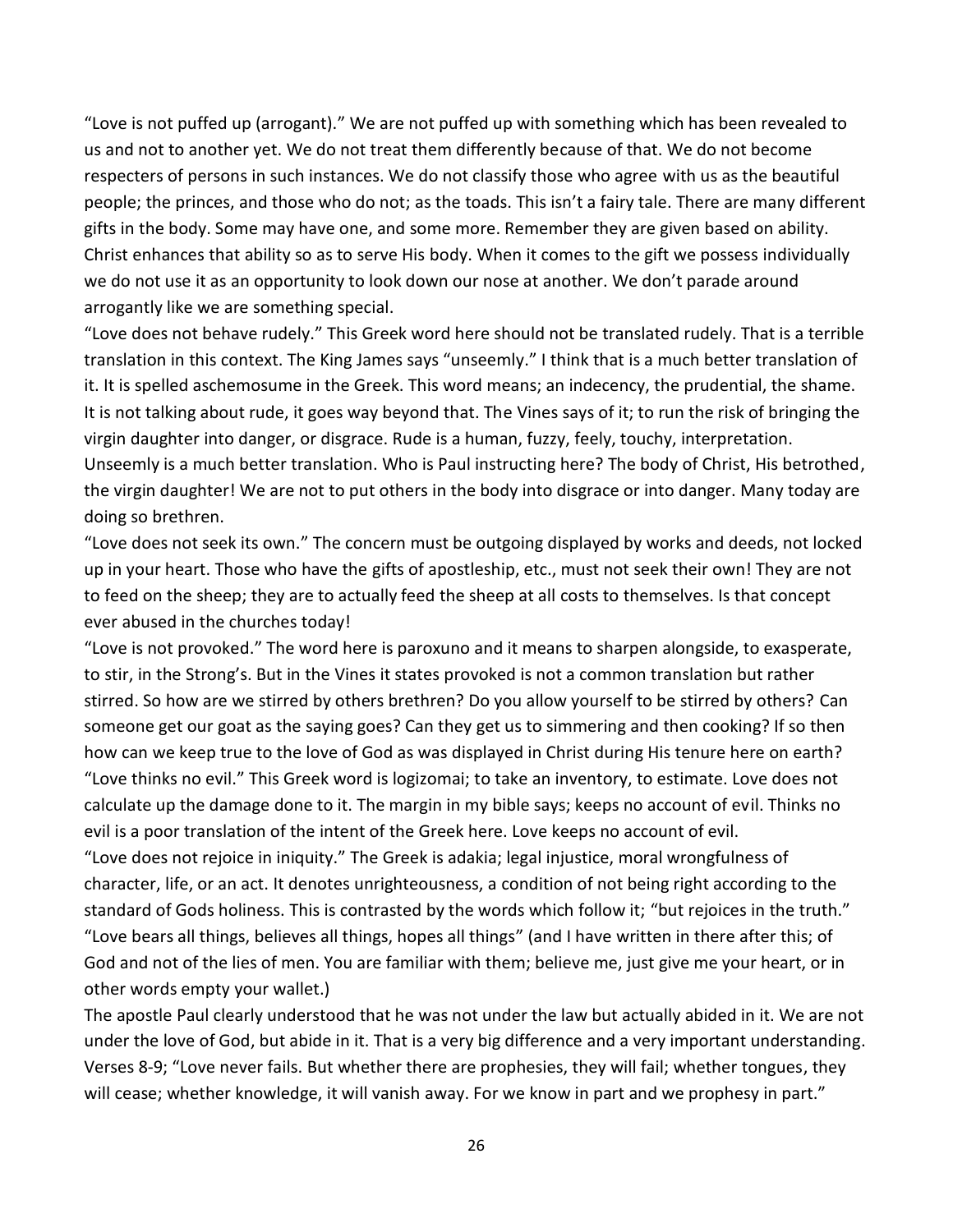"Love is not puffed up (arrogant)." We are not puffed up with something which has been revealed to us and not to another yet. We do not treat them differently because of that. We do not become respecters of persons in such instances. We do not classify those who agree with us as the beautiful people; the princes, and those who do not; as the toads. This isn't a fairy tale. There are many different gifts in the body. Some may have one, and some more. Remember they are given based on ability. Christ enhances that ability so as to serve His body. When it comes to the gift we possess individually we do not use it as an opportunity to look down our nose at another. We don't parade around arrogantly like we are something special.

"Love does not behave rudely." This Greek word here should not be translated rudely. That is a terrible translation in this context. The King James says "unseemly." I think that is a much better translation of it. It is spelled aschemosume in the Greek. This word means; an indecency, the prudential, the shame. It is not talking about rude, it goes way beyond that. The Vines says of it; to run the risk of bringing the virgin daughter into danger, or disgrace. Rude is a human, fuzzy, feely, touchy, interpretation. Unseemly is a much better translation. Who is Paul instructing here? The body of Christ, His betrothed, the virgin daughter! We are not to put others in the body into disgrace or into danger. Many today are doing so brethren.

"Love does not seek its own." The concern must be outgoing displayed by works and deeds, not locked up in your heart. Those who have the gifts of apostleship, etc., must not seek their own! They are not to feed on the sheep; they are to actually feed the sheep at all costs to themselves. Is that concept ever abused in the churches today!

"Love is not provoked." The word here is paroxuno and it means to sharpen alongside, to exasperate, to stir, in the Strong's. But in the Vines it states provoked is not a common translation but rather stirred. So how are we stirred by others brethren? Do you allow yourself to be stirred by others? Can someone get our goat as the saying goes? Can they get us to simmering and then cooking? If so then how can we keep true to the love of God as was displayed in Christ during His tenure here on earth?

"Love thinks no evil." This Greek word is logizomai; to take an inventory, to estimate. Love does not calculate up the damage done to it. The margin in my bible says; keeps no account of evil. Thinks no evil is a poor translation of the intent of the Greek here. Love keeps no account of evil.

"Love does not rejoice in iniquity." The Greek is adakia; legal injustice, moral wrongfulness of character, life, or an act. It denotes unrighteousness, a condition of not being right according to the standard of Gods holiness. This is contrasted by the words which follow it; "but rejoices in the truth."

"Love bears all things, believes all things, hopes all things" (and I have written in there after this; of God and not of the lies of men. You are familiar with them; believe me, just give me your heart, or in other words empty your wallet.)

The apostle Paul clearly understood that he was not under the law but actually abided in it. We are not under the love of God, but abide in it. That is a very big difference and a very important understanding. Verses 8-9; "Love never fails. But whether there are prophesies, they will fail; whether tongues, they will cease; whether knowledge, it will vanish away. For we know in part and we prophesy in part."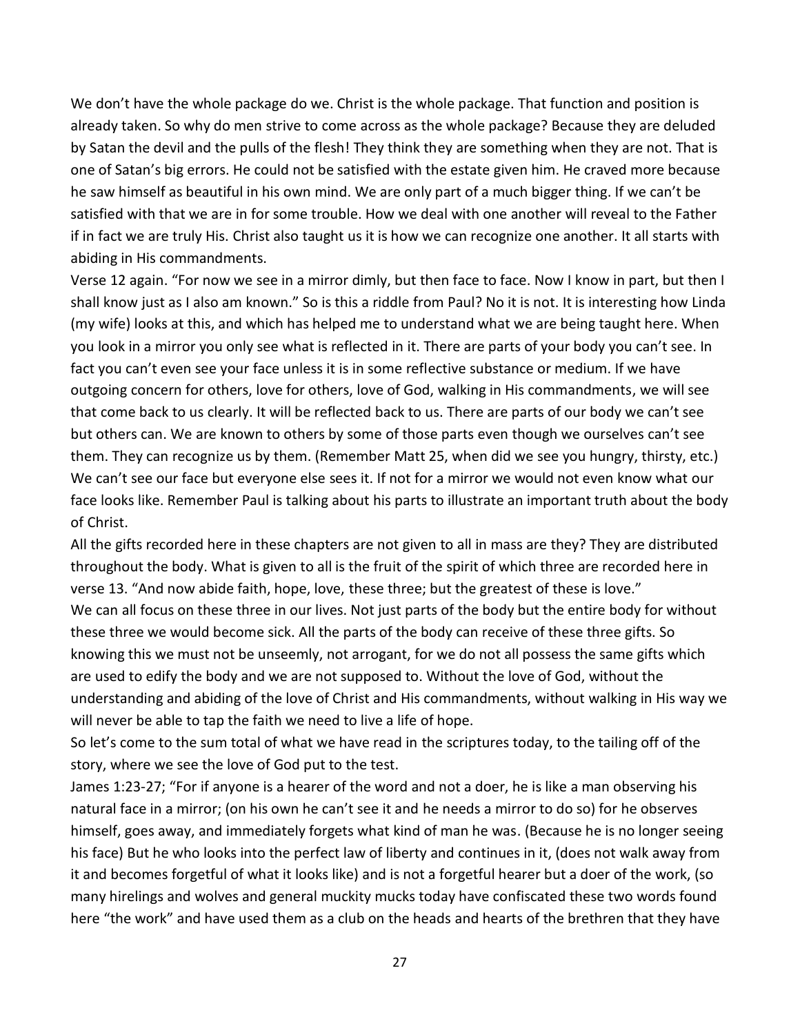We don’t have the whole package do we. Christ is the whole package. That function and position is already taken. So why do men strive to come across as the whole package? Because they are deluded by Satan the devil and the pulls of the flesh! They think they are something when they are not. That is one of Satan’s big errors. He could not be satisfied with the estate given him. He craved more because he saw himself as beautiful in his own mind. We are only part of a much bigger thing. If we can’t be satisfied with that we are in for some trouble. How we deal with one another will reveal to the Father if in fact we are truly His. Christ also taught us it is how we can recognize one another. It all starts with abiding in His commandments.

Verse 12 again. “For now we see in a mirror dimly, but then face to face. Now I know in part, but then I shall know just as I also am known.” So is this a riddle from Paul? No it is not. It is interesting how Linda (my wife) looks at this, and which has helped me to understand what we are being taught here. When you look in a mirror you only see what is reflected in it. There are parts of your body you can’t see. In fact you can’t even see your face unless it is in some reflective substance or medium. If we have outgoing concern for others, love for others, love of God, walking in His commandments, we will see that come back to us clearly. It will be reflected back to us. There are parts of our body we can’t see but others can. We are known to others by some of those parts even though we ourselves can’t see them. They can recognize us by them. (Remember Matt 25, when did we see you hungry, thirsty, etc.) We can’t see our face but everyone else sees it. If not for a mirror we would not even know what our face looks like. Remember Paul is talking about his parts to illustrate an important truth about the body of Christ.

All the gifts recorded here in these chapters are not given to all in mass are they? They are distributed throughout the body. What is given to all is the fruit of the spirit of which three are recorded here in verse 13. “And now abide faith, hope, love, these three; but the greatest of these is love.”

We can all focus on these three in our lives. Not just parts of the body but the entire body for without these three we would become sick. All the parts of the body can receive of these three gifts. So knowing this we must not be unseemly, not arrogant, for we do not all possess the same gifts which are used to edify the body and we are not supposed to. Without the love of God, without the understanding and abiding of the love of Christ and His commandments, without walking in His way we will never be able to tap the faith we need to live a life of hope.

So let’s come to the sum total of what we have read in the scriptures today, to the tailing off of the story, where we see the love of God put to the test.

James 1:23-27; “For if anyone is a hearer of the word and not a doer, he is like a man observing his natural face in a mirror; (on his own he can’t see it and he needs a mirror to do so) for he observes himself, goes away, and immediately forgets what kind of man he was. (Because he is no longer seeing his face) But he who looks into the perfect law of liberty and continues in it, (does not walk away from it and becomes forgetful of what it looks like) and is not a forgetful hearer but a doer of the work, (so many hirelings and wolves and general muckity mucks today have confiscated these two words found here “the work” and have used them as a club on the heads and hearts of the brethren that they have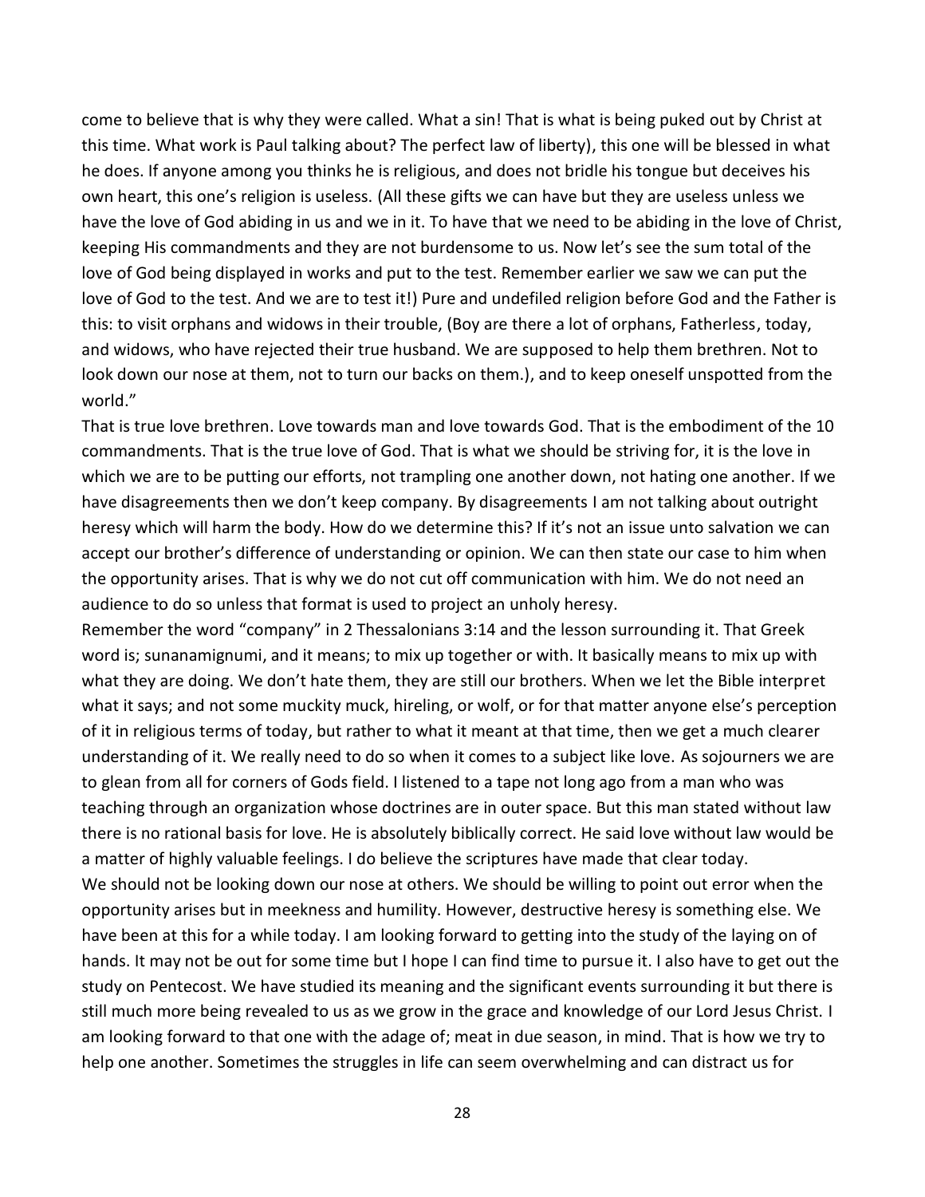come to believe that is why they were called. What a sin! That is what is being puked out by Christ at this time. What work is Paul talking about? The perfect law of liberty), this one will be blessed in what he does. If anyone among you thinks he is religious, and does not bridle his tongue but deceives his own heart, this one's religion is useless. (All these gifts we can have but they are useless unless we have the love of God abiding in us and we in it. To have that we need to be abiding in the love of Christ, keeping His commandments and they are not burdensome to us. Now let's see the sum total of the love of God being displayed in works and put to the test. Remember earlier we saw we can put the love of God to the test. And we are to test it!) Pure and undefiled religion before God and the Father is this: to visit orphans and widows in their trouble, (Boy are there a lot of orphans, Fatherless, today, and widows, who have rejected their true husband. We are supposed to help them brethren. Not to look down our nose at them, not to turn our backs on them.), and to keep oneself unspotted from the world."

That is true love brethren. Love towards man and love towards God. That is the embodiment of the 10 commandments. That is the true love of God. That is what we should be striving for, it is the love in which we are to be putting our efforts, not trampling one another down, not hating one another. If we have disagreements then we don't keep company. By disagreements I am not talking about outright heresy which will harm the body. How do we determine this? If it's not an issue unto salvation we can accept our brother's difference of understanding or opinion. We can then state our case to him when the opportunity arises. That is why we do not cut off communication with him. We do not need an audience to do so unless that format is used to project an unholy heresy.

Remember the word "company" in 2 Thessalonians 3:14 and the lesson surrounding it. That Greek word is; sunanamignumi, and it means; to mix up together or with. It basically means to mix up with what they are doing. We don't hate them, they are still our brothers. When we let the Bible interpret what it says; and not some muckity muck, hireling, or wolf, or for that matter anyone else's perception of it in religious terms of today, but rather to what it meant at that time, then we get a much clearer understanding of it. We really need to do so when it comes to a subject like love. As sojourners we are to glean from all for corners of Gods field. I listened to a tape not long ago from a man who was teaching through an organization whose doctrines are in outer space. But this man stated without law there is no rational basis for love. He is absolutely biblically correct. He said love without law would be a matter of highly valuable feelings. I do believe the scriptures have made that clear today.

We should not be looking down our nose at others. We should be willing to point out error when the opportunity arises but in meekness and humility. However, destructive heresy is something else. We have been at this for a while today. I am looking forward to getting into the study of the laying on of hands. It may not be out for some time but I hope I can find time to pursue it. I also have to get out the study on Pentecost. We have studied its meaning and the significant events surrounding it but there is still much more being revealed to us as we grow in the grace and knowledge of our Lord Jesus Christ. I am looking forward to that one with the adage of; meat in due season, in mind. That is how we try to help one another. Sometimes the struggles in life can seem overwhelming and can distract us for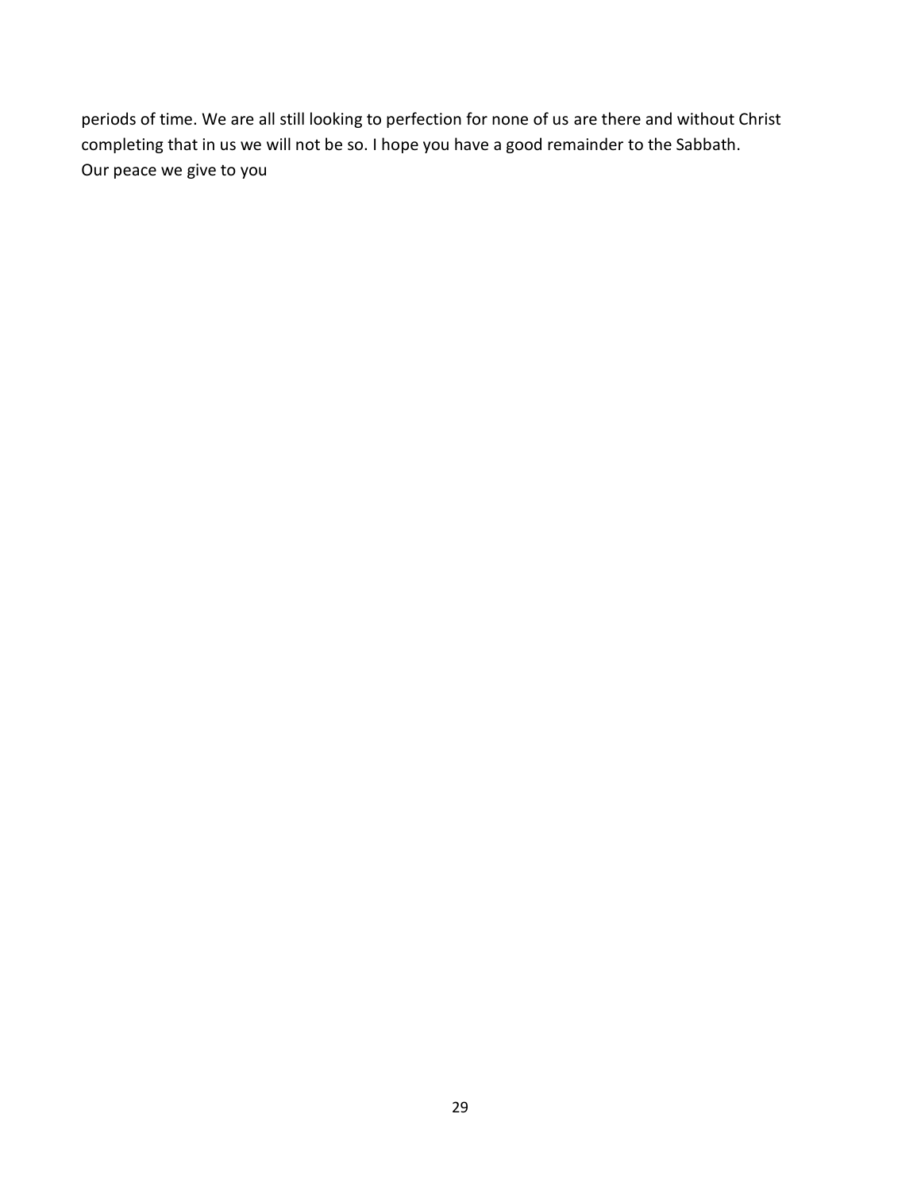periods of time. We are all still looking to perfection for none of us are there and without Christ completing that in us we will not be so. I hope you have a good remainder to the Sabbath.
Our peace we give to you